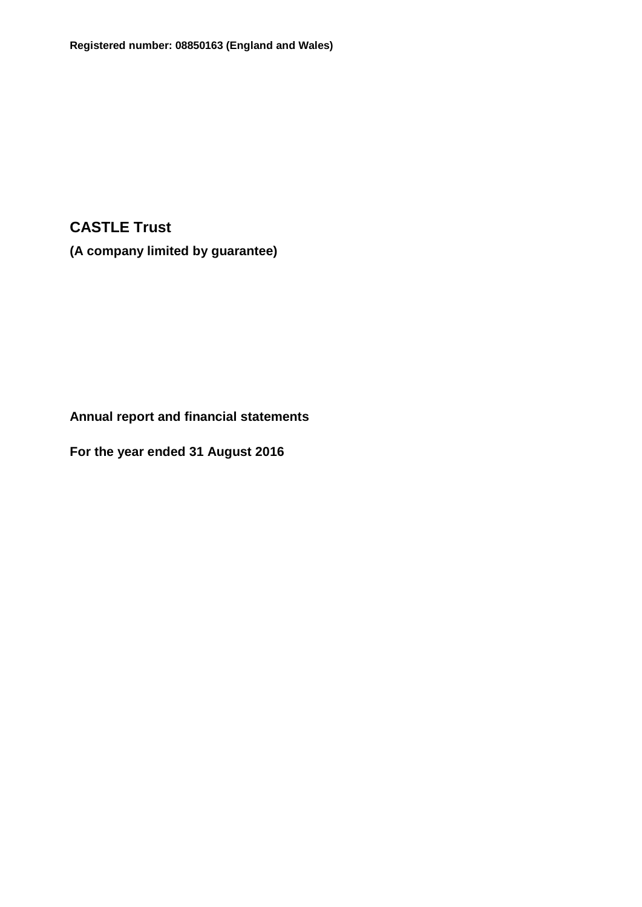**Registered number: 08850163 (England and Wales)**

# CASTLE Trust

**(A company limited by guarantee)**

**Annual report and financial statements**

**For the year ended 31 August 2016**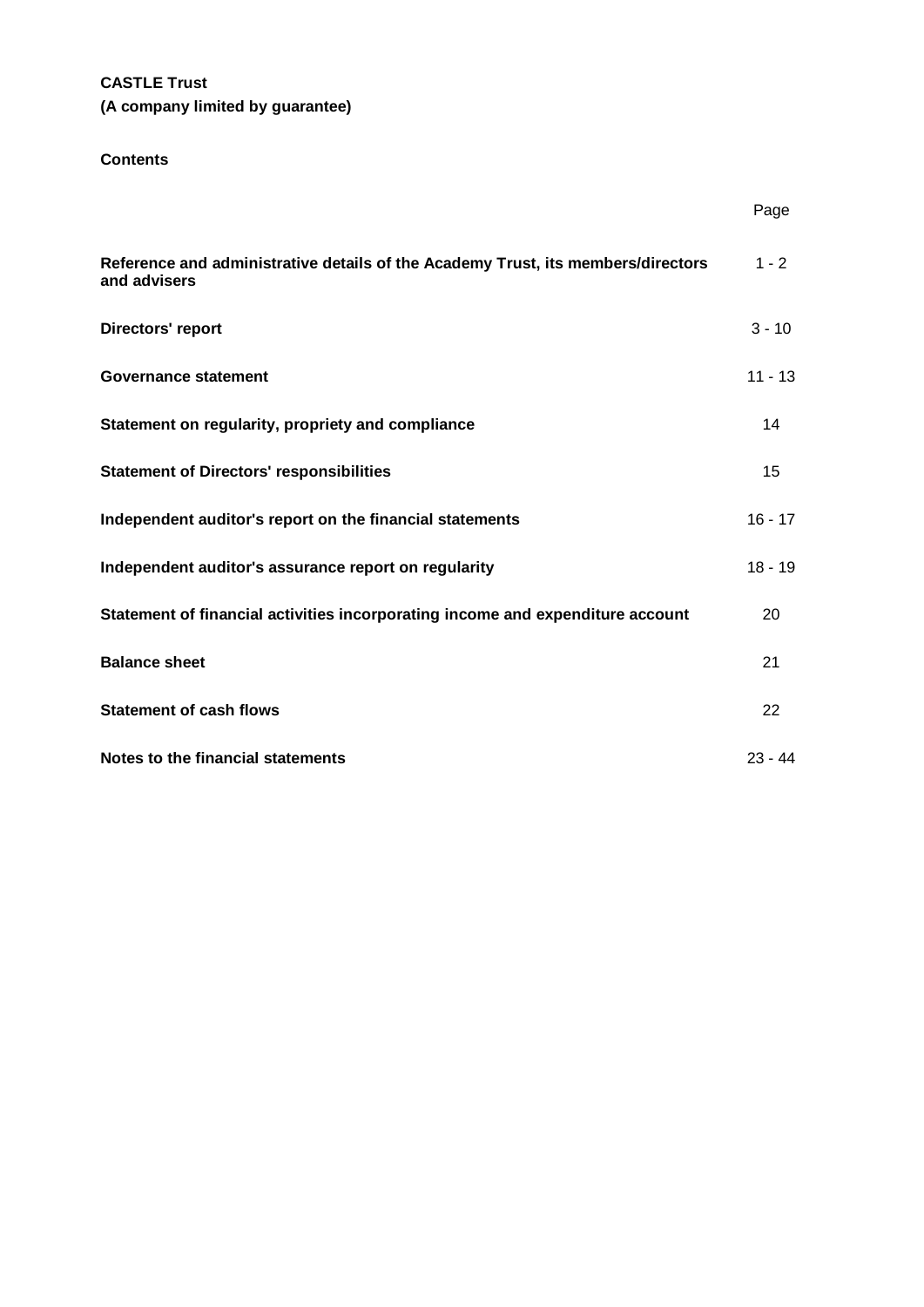**CASTLE Trust**
**(A company limited by guarantee)**

**Contents**

| | Page |
|---|---|
| **Reference and administrative details of the Academy Trust, its members/directors and advisers** | 1 - 2 |
| **Directors' report** | 3 - 10 |
| **Governance statement** | 11 - 13 |
| **Statement on regularity, propriety and compliance** | 14 |
| **Statement of Directors' responsibilities** | 15 |
| **Independent auditor's report on the financial statements** | 16 - 17 |
| **Independent auditor's assurance report on regularity** | 18 - 19 |
| **Statement of financial activities incorporating income and expenditure account** | 20 |
| **Balance sheet** | 21 |
| **Statement of cash flows** | 22 |
| **Notes to the financial statements** | 23 - 44 |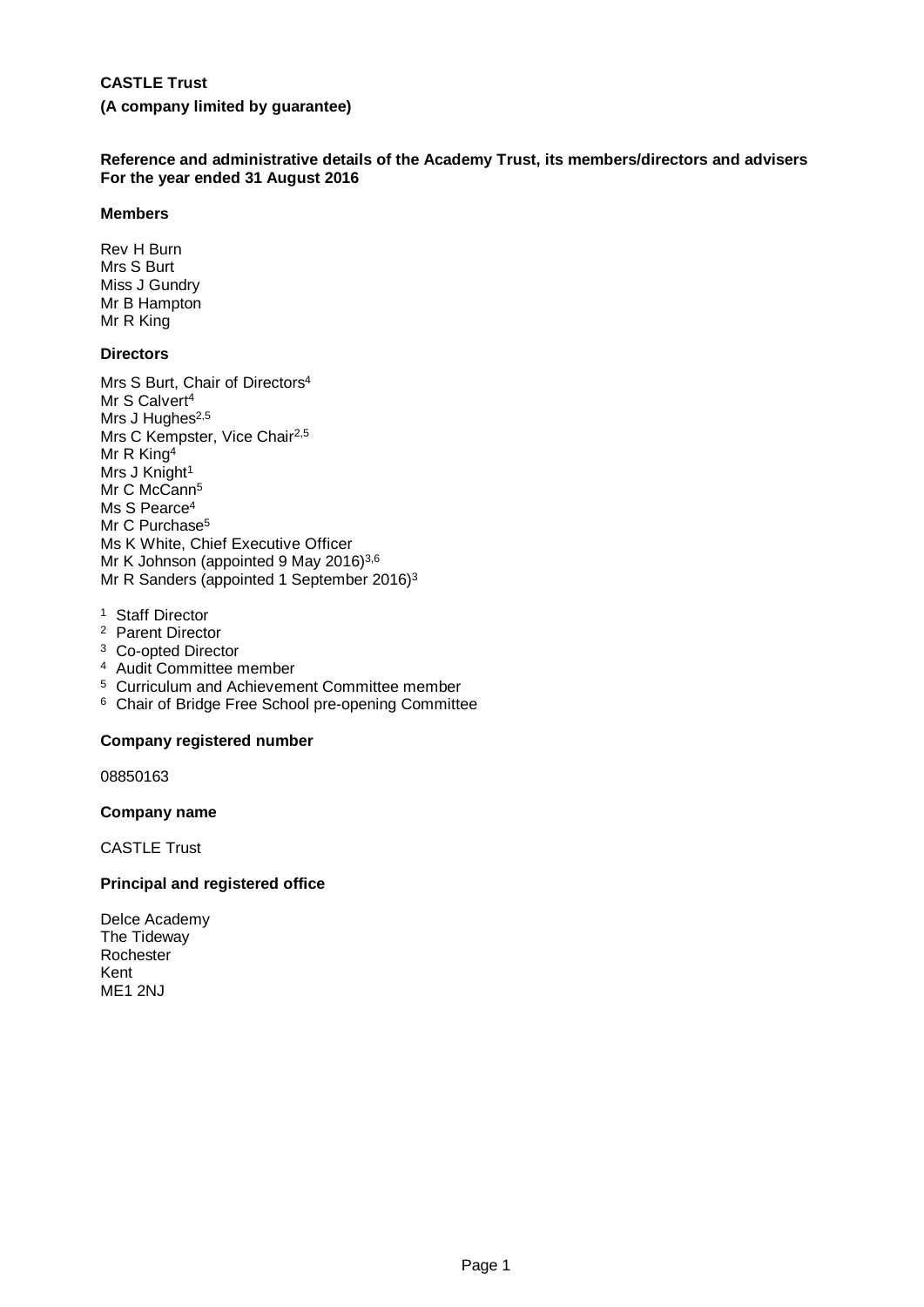**CASTLE Trust**

**(A company limited by guarantee)**

**Reference and administrative details of the Academy Trust, its members/directors and advisers**
**For the year ended 31 August 2016**

**Members**

Rev H Burn
Mrs S Burt
Miss J Gundry
Mr B Hampton
Mr R King

**Directors**

Mrs S Burt, Chair of Directors[4]
Mr S Calvert[4]
Mrs J Hughes[2,5]
Mrs C Kempster, Vice Chair[2,5]
Mr R King[4]
Mrs J Knight[1]
Mr C McCann[5]
Ms S Pearce[4]
Mr C Purchase[5]
Ms K White, Chief Executive Officer
Mr K Johnson (appointed 9 May 2016)[3,6]
Mr R Sanders (appointed 1 September 2016)[3]

[1] Staff Director
[2] Parent Director
[3] Co-opted Director
[4] Audit Committee member
[5] Curriculum and Achievement Committee member
[6] Chair of Bridge Free School pre-opening Committee

**Company registered number**

08850163

**Company name**

CASTLE Trust

**Principal and registered office**

Delce Academy
The Tideway
Rochester
Kent
ME1 2NJ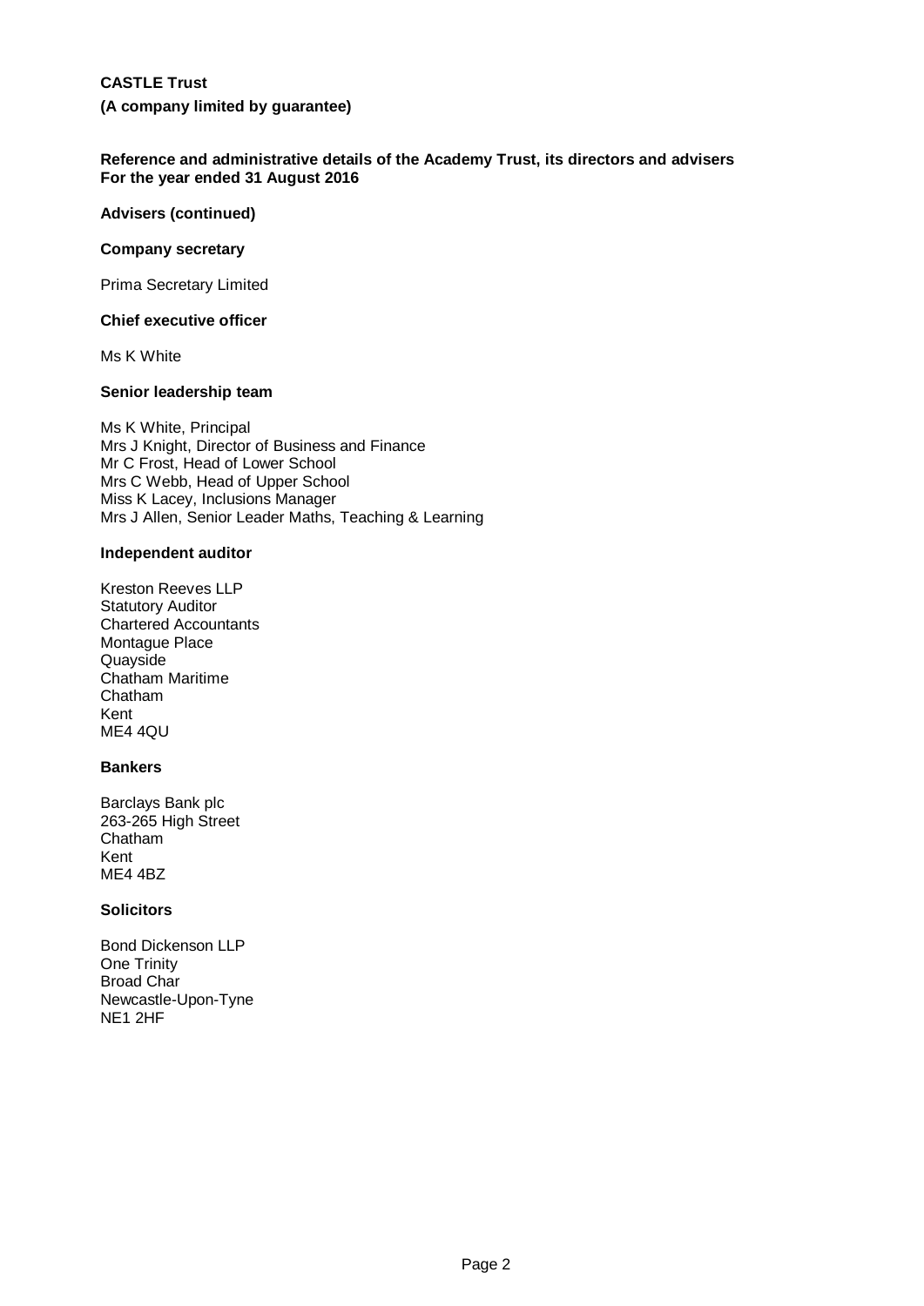**CASTLE Trust**

**(A company limited by guarantee)**

**Reference and administrative details of the Academy Trust, its directors and advisers**
**For the year ended 31 August 2016**

**Advisers (continued)**

**Company secretary**

Prima Secretary Limited

**Chief executive officer**

Ms K White

**Senior leadership team**

Ms K White, Principal
Mrs J Knight, Director of Business and Finance
Mr C Frost, Head of Lower School
Mrs C Webb, Head of Upper School
Miss K Lacey, Inclusions Manager
Mrs J Allen, Senior Leader Maths, Teaching & Learning

**Independent auditor**

Kreston Reeves LLP
Statutory Auditor
Chartered Accountants
Montague Place
Quayside
Chatham Maritime
Chatham
Kent
ME4 4QU

**Bankers**

Barclays Bank plc
263-265 High Street
Chatham
Kent
ME4 4BZ

**Solicitors**

Bond Dickenson LLP
One Trinity
Broad Char
Newcastle-Upon-Tyne
NE1 2HF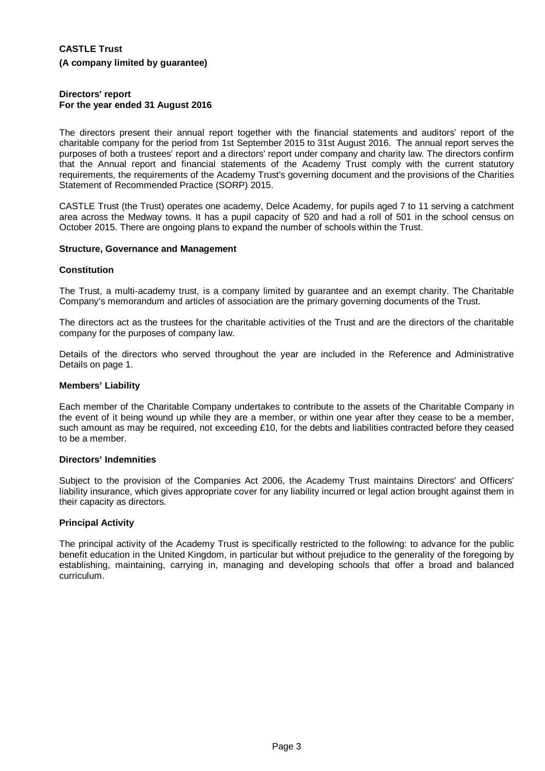**CASTLE Trust**

**(A company limited by guarantee)**

**Directors' report**
**For the year ended 31 August 2016**

The directors present their annual report together with the financial statements and auditors' report of the charitable company for the period from 1st September 2015 to 31st August 2016. The annual report serves the purposes of both a trustees' report and a directors' report under company and charity law. The directors confirm that the Annual report and financial statements of the Academy Trust comply with the current statutory requirements, the requirements of the Academy Trust's governing document and the provisions of the Charities Statement of Recommended Practice (SORP) 2015.

CASTLE Trust (the Trust) operates one academy, Delce Academy, for pupils aged 7 to 11 serving a catchment area across the Medway towns. It has a pupil capacity of 520 and had a roll of 501 in the school census on October 2015. There are ongoing plans to expand the number of schools within the Trust.

### Structure, Governance and Management

#### Constitution

The Trust, a multi-academy trust, is a company limited by guarantee and an exempt charity. The Charitable Company's memorandum and articles of association are the primary governing documents of the Trust.

The directors act as the trustees for the charitable activities of the Trust and are the directors of the charitable company for the purposes of company law.

Details of the directors who served throughout the year are included in the Reference and Administrative Details on page 1.

#### Members' Liability

Each member of the Charitable Company undertakes to contribute to the assets of the Charitable Company in the event of it being wound up while they are a member, or within one year after they cease to be a member, such amount as may be required, not exceeding £10, for the debts and liabilities contracted before they ceased to be a member.

#### Directors' Indemnities

Subject to the provision of the Companies Act 2006, the Academy Trust maintains Directors' and Officers' liability insurance, which gives appropriate cover for any liability incurred or legal action brought against them in their capacity as directors.

#### Principal Activity

The principal activity of the Academy Trust is specifically restricted to the following: to advance for the public benefit education in the United Kingdom, in particular but without prejudice to the generality of the foregoing by establishing, maintaining, carrying in, managing and developing schools that offer a broad and balanced curriculum.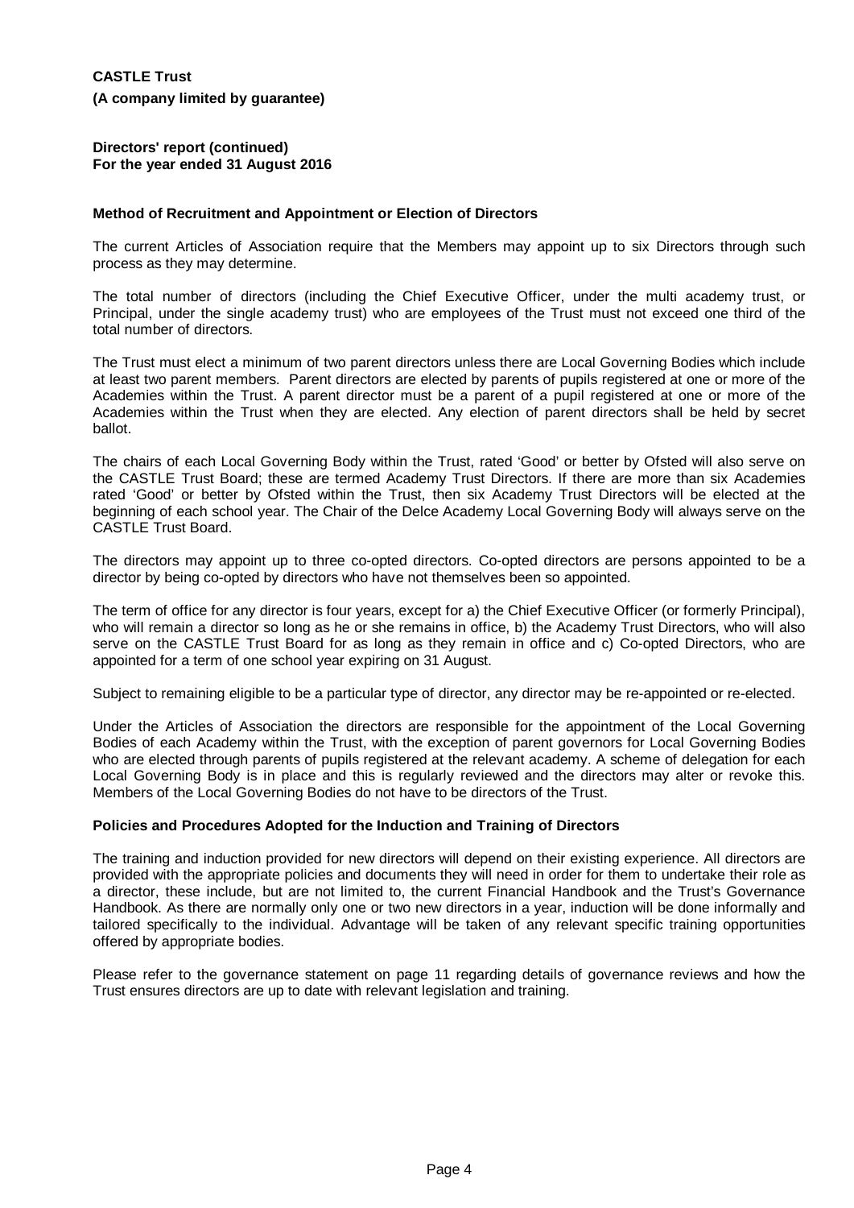**CASTLE Trust**

**(A company limited by guarantee)**

**Directors' report (continued)**
**For the year ended 31 August 2016**

### Method of Recruitment and Appointment or Election of Directors

The current Articles of Association require that the Members may appoint up to six Directors through such process as they may determine.

The total number of directors (including the Chief Executive Officer, under the multi academy trust, or Principal, under the single academy trust) who are employees of the Trust must not exceed one third of the total number of directors.

The Trust must elect a minimum of two parent directors unless there are Local Governing Bodies which include at least two parent members. Parent directors are elected by parents of pupils registered at one or more of the Academies within the Trust. A parent director must be a parent of a pupil registered at one or more of the Academies within the Trust when they are elected. Any election of parent directors shall be held by secret ballot.

The chairs of each Local Governing Body within the Trust, rated 'Good' or better by Ofsted will also serve on the CASTLE Trust Board; these are termed Academy Trust Directors. If there are more than six Academies rated 'Good' or better by Ofsted within the Trust, then six Academy Trust Directors will be elected at the beginning of each school year. The Chair of the Delce Academy Local Governing Body will always serve on the CASTLE Trust Board.

The directors may appoint up to three co-opted directors. Co-opted directors are persons appointed to be a director by being co-opted by directors who have not themselves been so appointed.

The term of office for any director is four years, except for a) the Chief Executive Officer (or formerly Principal), who will remain a director so long as he or she remains in office, b) the Academy Trust Directors, who will also serve on the CASTLE Trust Board for as long as they remain in office and c) Co-opted Directors, who are appointed for a term of one school year expiring on 31 August.

Subject to remaining eligible to be a particular type of director, any director may be re-appointed or re-elected.

Under the Articles of Association the directors are responsible for the appointment of the Local Governing Bodies of each Academy within the Trust, with the exception of parent governors for Local Governing Bodies who are elected through parents of pupils registered at the relevant academy. A scheme of delegation for each Local Governing Body is in place and this is regularly reviewed and the directors may alter or revoke this. Members of the Local Governing Bodies do not have to be directors of the Trust.

### Policies and Procedures Adopted for the Induction and Training of Directors

The training and induction provided for new directors will depend on their existing experience. All directors are provided with the appropriate policies and documents they will need in order for them to undertake their role as a director, these include, but are not limited to, the current Financial Handbook and the Trust's Governance Handbook. As there are normally only one or two new directors in a year, induction will be done informally and tailored specifically to the individual. Advantage will be taken of any relevant specific training opportunities offered by appropriate bodies.

Please refer to the governance statement on page 11 regarding details of governance reviews and how the Trust ensures directors are up to date with relevant legislation and training.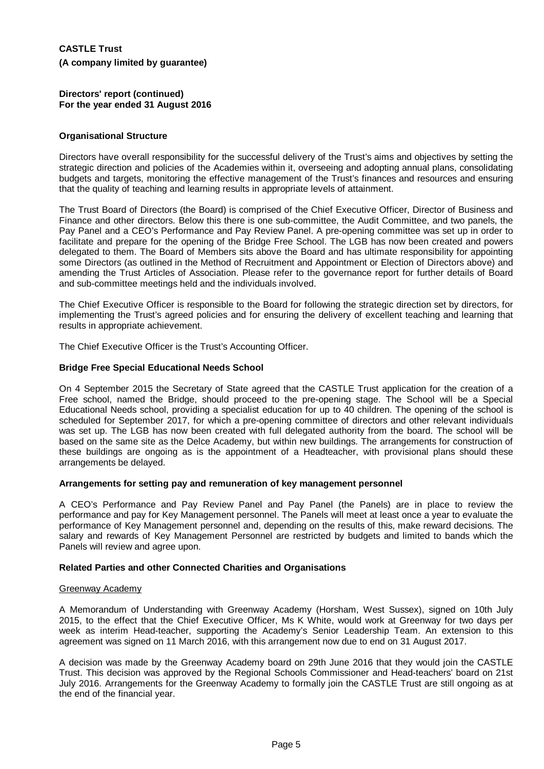**CASTLE Trust**

**(A company limited by guarantee)**

**Directors' report (continued)**
**For the year ended 31 August 2016**

**Organisational Structure**

Directors have overall responsibility for the successful delivery of the Trust's aims and objectives by setting the strategic direction and policies of the Academies within it, overseeing and adopting annual plans, consolidating budgets and targets, monitoring the effective management of the Trust's finances and resources and ensuring that the quality of teaching and learning results in appropriate levels of attainment.

The Trust Board of Directors (the Board) is comprised of the Chief Executive Officer, Director of Business and Finance and other directors. Below this there is one sub-committee, the Audit Committee, and two panels, the Pay Panel and a CEO's Performance and Pay Review Panel. A pre-opening committee was set up in order to facilitate and prepare for the opening of the Bridge Free School. The LGB has now been created and powers delegated to them. The Board of Members sits above the Board and has ultimate responsibility for appointing some Directors (as outlined in the Method of Recruitment and Appointment or Election of Directors above) and amending the Trust Articles of Association. Please refer to the governance report for further details of Board and sub-committee meetings held and the individuals involved.

The Chief Executive Officer is responsible to the Board for following the strategic direction set by directors, for implementing the Trust's agreed policies and for ensuring the delivery of excellent teaching and learning that results in appropriate achievement.

The Chief Executive Officer is the Trust's Accounting Officer.

**Bridge Free Special Educational Needs School**

On 4 September 2015 the Secretary of State agreed that the CASTLE Trust application for the creation of a Free school, named the Bridge, should proceed to the pre-opening stage. The School will be a Special Educational Needs school, providing a specialist education for up to 40 children. The opening of the school is scheduled for September 2017, for which a pre-opening committee of directors and other relevant individuals was set up. The LGB has now been created with full delegated authority from the board. The school will be based on the same site as the Delce Academy, but within new buildings. The arrangements for construction of these buildings are ongoing as is the appointment of a Headteacher, with provisional plans should these arrangements be delayed.

**Arrangements for setting pay and remuneration of key management personnel**

A CEO's Performance and Pay Review Panel and Pay Panel (the Panels) are in place to review the performance and pay for Key Management personnel. The Panels will meet at least once a year to evaluate the performance of Key Management personnel and, depending on the results of this, make reward decisions. The salary and rewards of Key Management Personnel are restricted by budgets and limited to bands which the Panels will review and agree upon.

**Related Parties and other Connected Charities and Organisations**

Greenway Academy

A Memorandum of Understanding with Greenway Academy (Horsham, West Sussex), signed on 10th July 2015, to the effect that the Chief Executive Officer, Ms K White, would work at Greenway for two days per week as interim Head-teacher, supporting the Academy's Senior Leadership Team. An extension to this agreement was signed on 11 March 2016, with this arrangement now due to end on 31 August 2017.

A decision was made by the Greenway Academy board on 29th June 2016 that they would join the CASTLE Trust. This decision was approved by the Regional Schools Commissioner and Head-teachers' board on 21st July 2016. Arrangements for the Greenway Academy to formally join the CASTLE Trust are still ongoing as at the end of the financial year.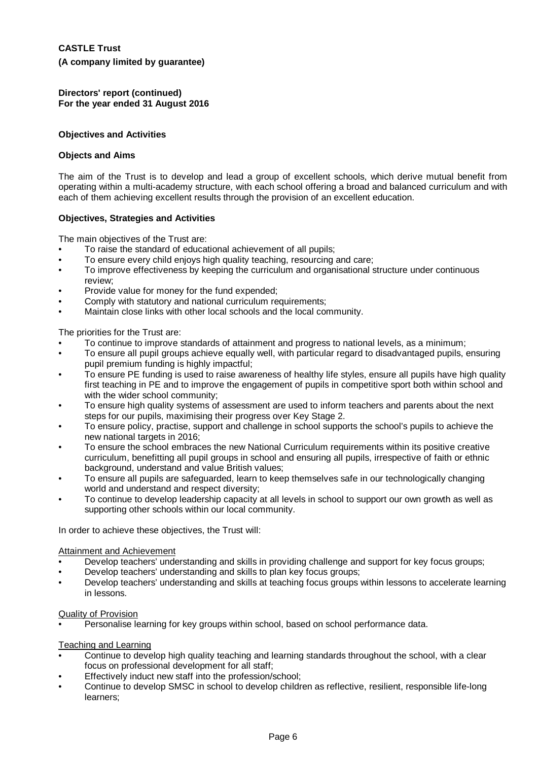**CASTLE Trust**

**(A company limited by guarantee)**

**Directors' report (continued)**
**For the year ended 31 August 2016**

### Objectives and Activities

#### Objects and Aims

The aim of the Trust is to develop and lead a group of excellent schools, which derive mutual benefit from operating within a multi-academy structure, with each school offering a broad and balanced curriculum and with each of them achieving excellent results through the provision of an excellent education.

#### Objectives, Strategies and Activities

The main objectives of the Trust are:

- To raise the standard of educational achievement of all pupils;
- To ensure every child enjoys high quality teaching, resourcing and care;
- To improve effectiveness by keeping the curriculum and organisational structure under continuous review;
- Provide value for money for the fund expended;
- Comply with statutory and national curriculum requirements;
- Maintain close links with other local schools and the local community.

The priorities for the Trust are:

- To continue to improve standards of attainment and progress to national levels, as a minimum;
- To ensure all pupil groups achieve equally well, with particular regard to disadvantaged pupils, ensuring pupil premium funding is highly impactful;
- To ensure PE funding is used to raise awareness of healthy life styles, ensure all pupils have high quality first teaching in PE and to improve the engagement of pupils in competitive sport both within school and with the wider school community;
- To ensure high quality systems of assessment are used to inform teachers and parents about the next steps for our pupils, maximising their progress over Key Stage 2.
- To ensure policy, practise, support and challenge in school supports the school's pupils to achieve the new national targets in 2016;
- To ensure the school embraces the new National Curriculum requirements within its positive creative curriculum, benefitting all pupil groups in school and ensuring all pupils, irrespective of faith or ethnic background, understand and value British values;
- To ensure all pupils are safeguarded, learn to keep themselves safe in our technologically changing world and understand and respect diversity;
- To continue to develop leadership capacity at all levels in school to support our own growth as well as supporting other schools within our local community.

In order to achieve these objectives, the Trust will:

<u>Attainment and Achievement</u>

- Develop teachers' understanding and skills in providing challenge and support for key focus groups;
- Develop teachers' understanding and skills to plan key focus groups;
- Develop teachers' understanding and skills at teaching focus groups within lessons to accelerate learning in lessons.

<u>Quality of Provision</u>

- Personalise learning for key groups within school, based on school performance data.

<u>Teaching and Learning</u>

- Continue to develop high quality teaching and learning standards throughout the school, with a clear focus on professional development for all staff;
- Effectively induct new staff into the profession/school;
- Continue to develop SMSC in school to develop children as reflective, resilient, responsible life-long learners;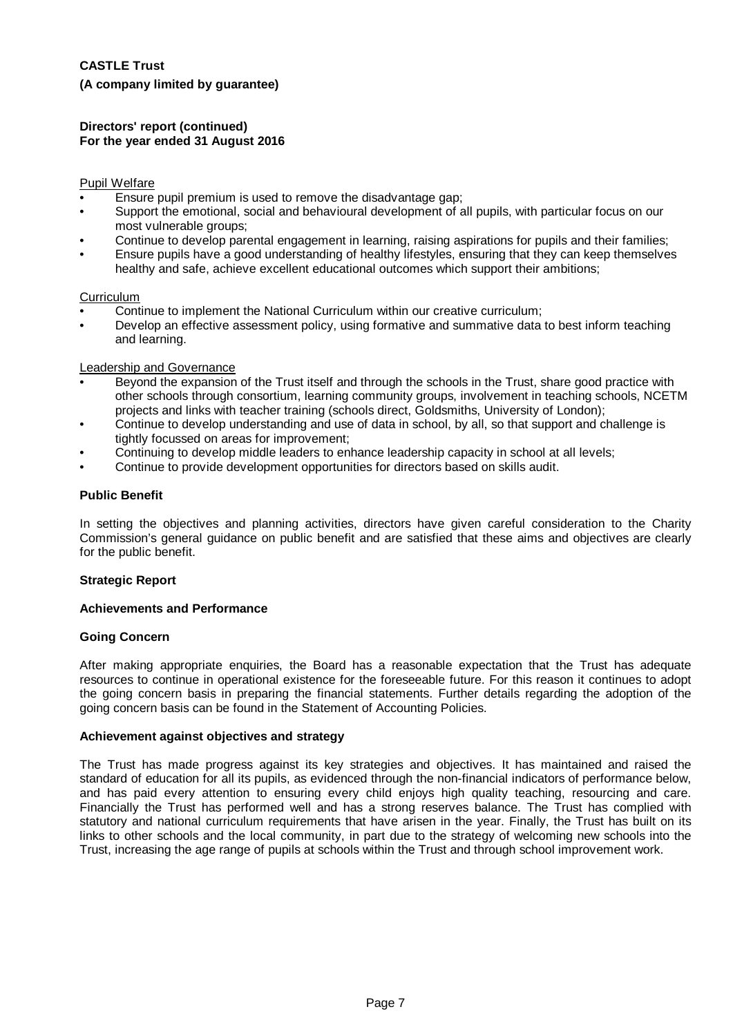Pupil Welfare

- Ensure pupil premium is used to remove the disadvantage gap;
- Support the emotional, social and behavioural development of all pupils, with particular focus on our most vulnerable groups;
- Continue to develop parental engagement in learning, raising aspirations for pupils and their families;
- Ensure pupils have a good understanding of healthy lifestyles, ensuring that they can keep themselves healthy and safe, achieve excellent educational outcomes which support their ambitions;

Curriculum

- Continue to implement the National Curriculum within our creative curriculum;
- Develop an effective assessment policy, using formative and summative data to best inform teaching and learning.

Leadership and Governance

- Beyond the expansion of the Trust itself and through the schools in the Trust, share good practice with other schools through consortium, learning community groups, involvement in teaching schools, NCETM projects and links with teacher training (schools direct, Goldsmiths, University of London);
- Continue to develop understanding and use of data in school, by all, so that support and challenge is tightly focussed on areas for improvement;
- Continuing to develop middle leaders to enhance leadership capacity in school at all levels;
- Continue to provide development opportunities for directors based on skills audit.

### Public Benefit

In setting the objectives and planning activities, directors have given careful consideration to the Charity Commission's general guidance on public benefit and are satisfied that these aims and objectives are clearly for the public benefit.

## Strategic Report

### Achievements and Performance

### Going Concern

After making appropriate enquiries, the Board has a reasonable expectation that the Trust has adequate resources to continue in operational existence for the foreseeable future. For this reason it continues to adopt the going concern basis in preparing the financial statements. Further details regarding the adoption of the going concern basis can be found in the Statement of Accounting Policies.

### Achievement against objectives and strategy

The Trust has made progress against its key strategies and objectives. It has maintained and raised the standard of education for all its pupils, as evidenced through the non-financial indicators of performance below, and has paid every attention to ensuring every child enjoys high quality teaching, resourcing and care. Financially the Trust has performed well and has a strong reserves balance. The Trust has complied with statutory and national curriculum requirements that have arisen in the year. Finally, the Trust has built on its links to other schools and the local community, in part due to the strategy of welcoming new schools into the Trust, increasing the age range of pupils at schools within the Trust and through school improvement work.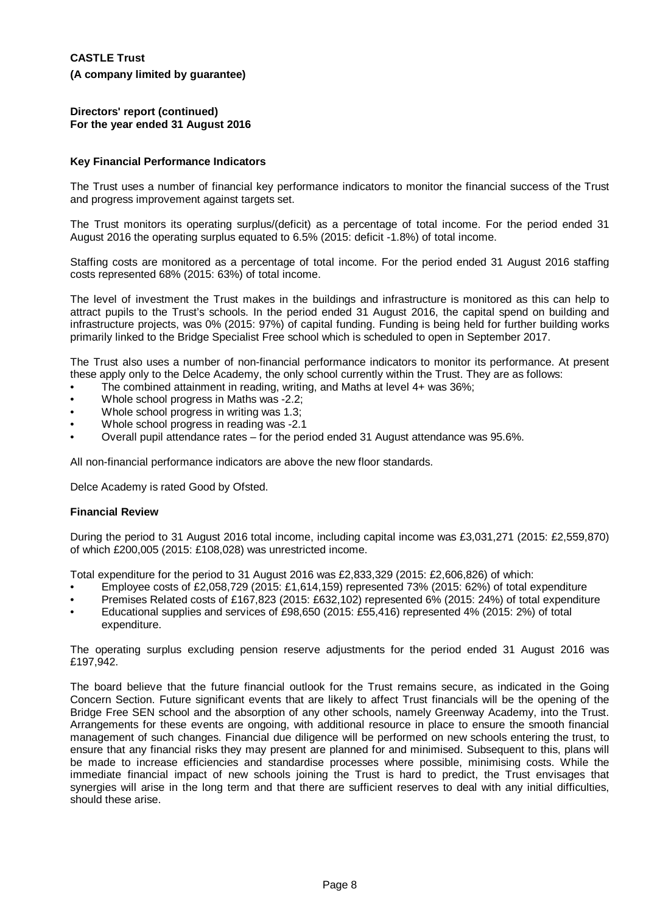**CASTLE Trust**

**(A company limited by guarantee)**

**Directors' report (continued)**
**For the year ended 31 August 2016**

### Key Financial Performance Indicators

The Trust uses a number of financial key performance indicators to monitor the financial success of the Trust and progress improvement against targets set.

The Trust monitors its operating surplus/(deficit) as a percentage of total income. For the period ended 31 August 2016 the operating surplus equated to 6.5% (2015: deficit -1.8%) of total income.

Staffing costs are monitored as a percentage of total income. For the period ended 31 August 2016 staffing costs represented 68% (2015: 63%) of total income.

The level of investment the Trust makes in the buildings and infrastructure is monitored as this can help to attract pupils to the Trust's schools. In the period ended 31 August 2016, the capital spend on building and infrastructure projects, was 0% (2015: 97%) of capital funding. Funding is being held for further building works primarily linked to the Bridge Specialist Free school which is scheduled to open in September 2017.

The Trust also uses a number of non-financial performance indicators to monitor its performance. At present these apply only to the Delce Academy, the only school currently within the Trust. They are as follows:

- The combined attainment in reading, writing, and Maths at level 4+ was 36%;
- Whole school progress in Maths was -2.2;
- Whole school progress in writing was 1.3;
- Whole school progress in reading was -2.1
- Overall pupil attendance rates – for the period ended 31 August attendance was 95.6%.

All non-financial performance indicators are above the new floor standards.

Delce Academy is rated Good by Ofsted.

### Financial Review

During the period to 31 August 2016 total income, including capital income was £3,031,271 (2015: £2,559,870) of which £200,005 (2015: £108,028) was unrestricted income.

Total expenditure for the period to 31 August 2016 was £2,833,329 (2015: £2,606,826) of which:

- Employee costs of £2,058,729 (2015: £1,614,159) represented 73% (2015: 62%) of total expenditure
- Premises Related costs of £167,823 (2015: £632,102) represented 6% (2015: 24%) of total expenditure
- Educational supplies and services of £98,650 (2015: £55,416) represented 4% (2015: 2%) of total expenditure.

The operating surplus excluding pension reserve adjustments for the period ended 31 August 2016 was £197,942.

The board believe that the future financial outlook for the Trust remains secure, as indicated in the Going Concern Section. Future significant events that are likely to affect Trust financials will be the opening of the Bridge Free SEN school and the absorption of any other schools, namely Greenway Academy, into the Trust. Arrangements for these events are ongoing, with additional resource in place to ensure the smooth financial management of such changes. Financial due diligence will be performed on new schools entering the trust, to ensure that any financial risks they may present are planned for and minimised. Subsequent to this, plans will be made to increase efficiencies and standardise processes where possible, minimising costs. While the immediate financial impact of new schools joining the Trust is hard to predict, the Trust envisages that synergies will arise in the long term and that there are sufficient reserves to deal with any initial difficulties, should these arise.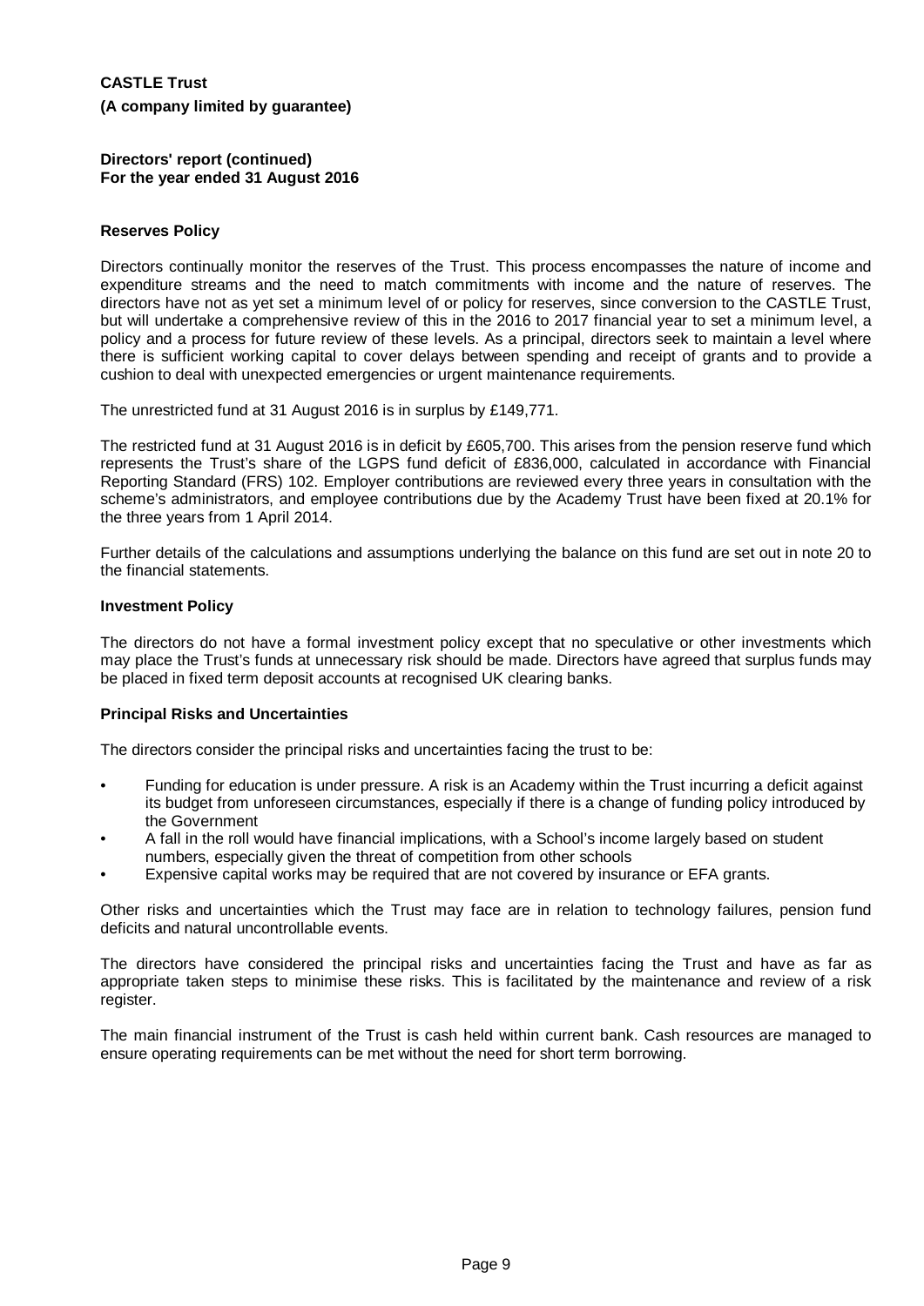## Reserves Policy

Directors continually monitor the reserves of the Trust. This process encompasses the nature of income and expenditure streams and the need to match commitments with income and the nature of reserves. The directors have not as yet set a minimum level of or policy for reserves, since conversion to the CASTLE Trust, but will undertake a comprehensive review of this in the 2016 to 2017 financial year to set a minimum level, a policy and a process for future review of these levels. As a principal, directors seek to maintain a level where there is sufficient working capital to cover delays between spending and receipt of grants and to provide a cushion to deal with unexpected emergencies or urgent maintenance requirements.

The unrestricted fund at 31 August 2016 is in surplus by £149,771.

The restricted fund at 31 August 2016 is in deficit by £605,700. This arises from the pension reserve fund which represents the Trust's share of the LGPS fund deficit of £836,000, calculated in accordance with Financial Reporting Standard (FRS) 102. Employer contributions are reviewed every three years in consultation with the scheme's administrators, and employee contributions due by the Academy Trust have been fixed at 20.1% for the three years from 1 April 2014.

Further details of the calculations and assumptions underlying the balance on this fund are set out in note 20 to the financial statements.

## Investment Policy

The directors do not have a formal investment policy except that no speculative or other investments which may place the Trust's funds at unnecessary risk should be made. Directors have agreed that surplus funds may be placed in fixed term deposit accounts at recognised UK clearing banks.

## Principal Risks and Uncertainties

The directors consider the principal risks and uncertainties facing the trust to be:

- Funding for education is under pressure. A risk is an Academy within the Trust incurring a deficit against its budget from unforeseen circumstances, especially if there is a change of funding policy introduced by the Government
- A fall in the roll would have financial implications, with a School's income largely based on student numbers, especially given the threat of competition from other schools
- Expensive capital works may be required that are not covered by insurance or EFA grants.

Other risks and uncertainties which the Trust may face are in relation to technology failures, pension fund deficits and natural uncontrollable events.

The directors have considered the principal risks and uncertainties facing the Trust and have as far as appropriate taken steps to minimise these risks. This is facilitated by the maintenance and review of a risk register.

The main financial instrument of the Trust is cash held within current bank. Cash resources are managed to ensure operating requirements can be met without the need for short term borrowing.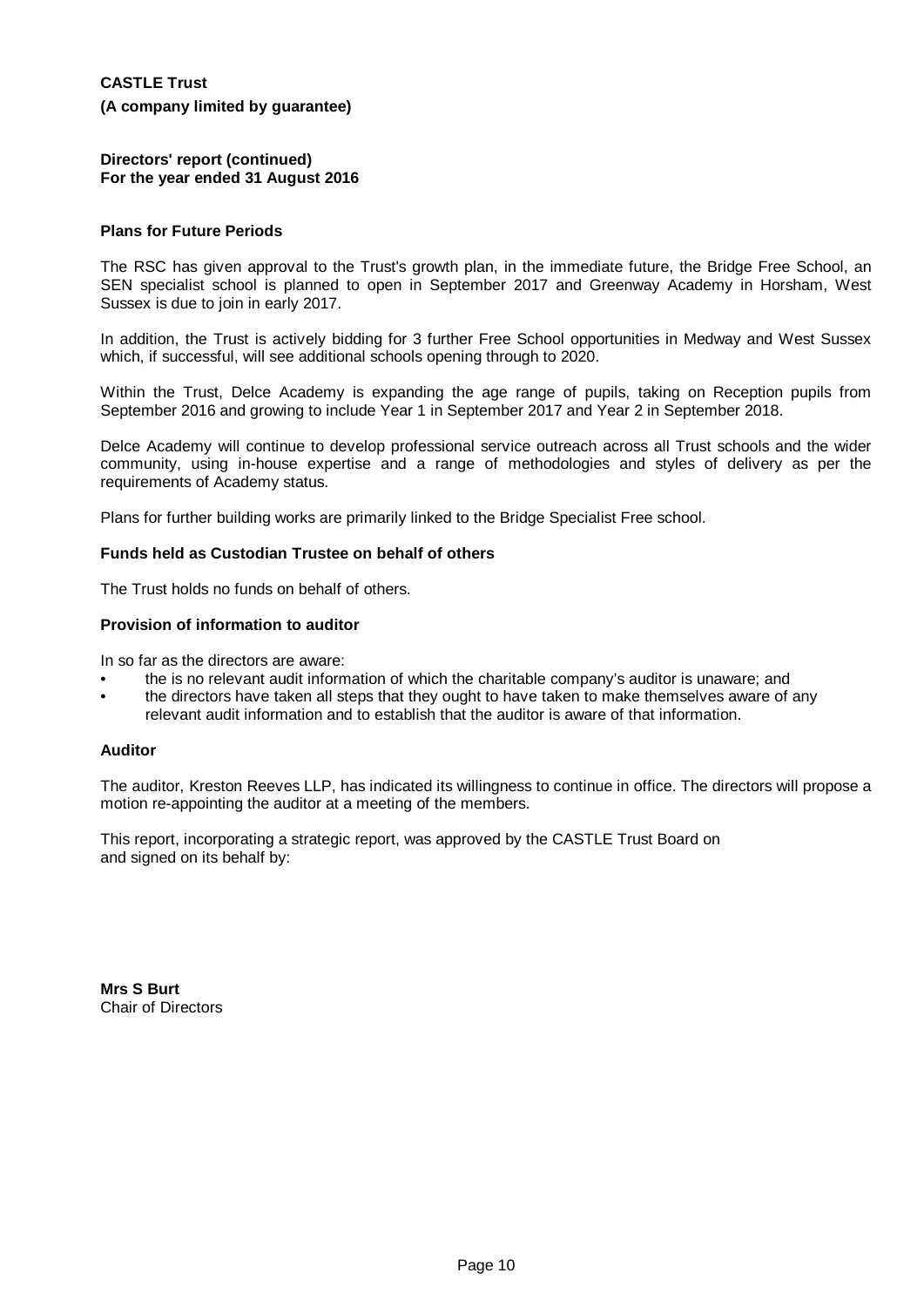## Plans for Future Periods

The RSC has given approval to the Trust's growth plan, in the immediate future, the Bridge Free School, an SEN specialist school is planned to open in September 2017 and Greenway Academy in Horsham, West Sussex is due to join in early 2017.

In addition, the Trust is actively bidding for 3 further Free School opportunities in Medway and West Sussex which, if successful, will see additional schools opening through to 2020.

Within the Trust, Delce Academy is expanding the age range of pupils, taking on Reception pupils from September 2016 and growing to include Year 1 in September 2017 and Year 2 in September 2018.

Delce Academy will continue to develop professional service outreach across all Trust schools and the wider community, using in-house expertise and a range of methodologies and styles of delivery as per the requirements of Academy status.

Plans for further building works are primarily linked to the Bridge Specialist Free school.

## Funds held as Custodian Trustee on behalf of others

The Trust holds no funds on behalf of others.

## Provision of information to auditor

In so far as the directors are aware:

- the is no relevant audit information of which the charitable company's auditor is unaware; and
- the directors have taken all steps that they ought to have taken to make themselves aware of any relevant audit information and to establish that the auditor is aware of that information.

## Auditor

The auditor, Kreston Reeves LLP, has indicated its willingness to continue in office. The directors will propose a motion re-appointing the auditor at a meeting of the members.

This report, incorporating a strategic report, was approved by the CASTLE Trust Board on and signed on its behalf by:

**Mrs S Burt**
Chair of Directors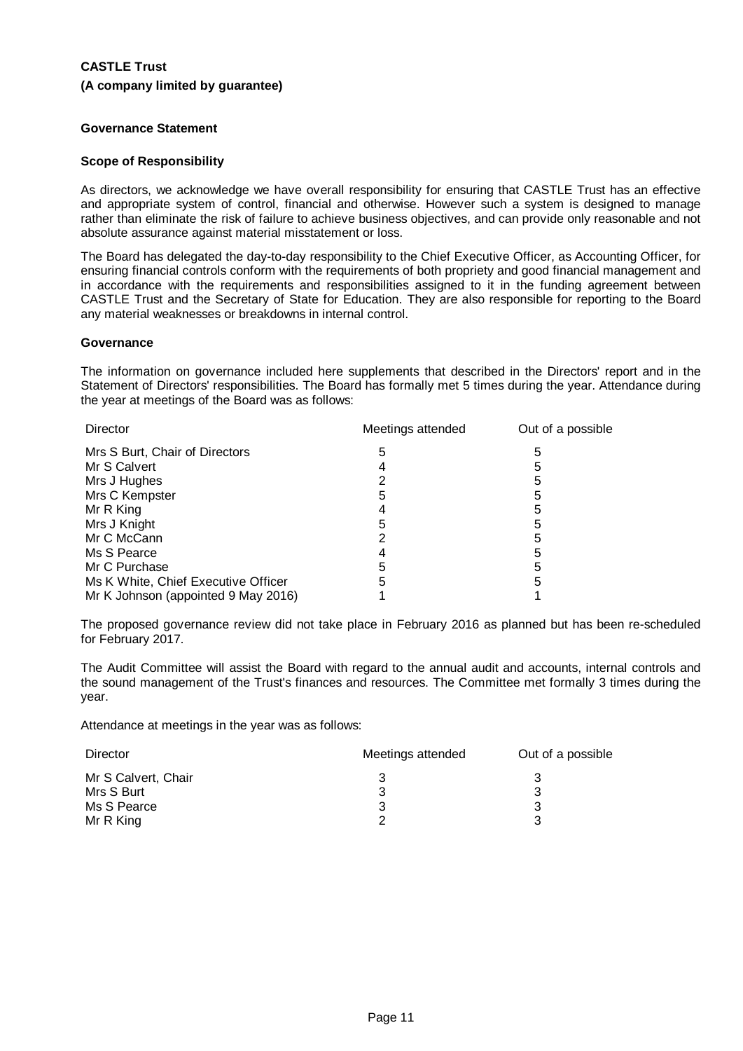**CASTLE Trust**

**(A company limited by guarantee)**

## Governance Statement

### Scope of Responsibility

As directors, we acknowledge we have overall responsibility for ensuring that CASTLE Trust has an effective and appropriate system of control, financial and otherwise. However such a system is designed to manage rather than eliminate the risk of failure to achieve business objectives, and can provide only reasonable and not absolute assurance against material misstatement or loss.

The Board has delegated the day-to-day responsibility to the Chief Executive Officer, as Accounting Officer, for ensuring financial controls conform with the requirements of both propriety and good financial management and in accordance with the requirements and responsibilities assigned to it in the funding agreement between CASTLE Trust and the Secretary of State for Education. They are also responsible for reporting to the Board any material weaknesses or breakdowns in internal control.

### Governance

The information on governance included here supplements that described in the Directors' report and in the Statement of Directors' responsibilities. The Board has formally met 5 times during the year. Attendance during the year at meetings of the Board was as follows:

| Director | Meetings attended | Out of a possible |
|---|---|---|
| Mrs S Burt, Chair of Directors | 5 | 5 |
| Mr S Calvert | 4 | 5 |
| Mrs J Hughes | 2 | 5 |
| Mrs C Kempster | 5 | 5 |
| Mr R King | 4 | 5 |
| Mrs J Knight | 5 | 5 |
| Mr C McCann | 2 | 5 |
| Ms S Pearce | 4 | 5 |
| Mr C Purchase | 5 | 5 |
| Ms K White, Chief Executive Officer | 5 | 5 |
| Mr K Johnson (appointed 9 May 2016) | 1 | 1 |

The proposed governance review did not take place in February 2016 as planned but has been re-scheduled for February 2017.

The Audit Committee will assist the Board with regard to the annual audit and accounts, internal controls and the sound management of the Trust's finances and resources. The Committee met formally 3 times during the year.

Attendance at meetings in the year was as follows:

| Director | Meetings attended | Out of a possible |
|---|---|---|
| Mr S Calvert, Chair | 3 | 3 |
| Mrs S Burt | 3 | 3 |
| Ms S Pearce | 3 | 3 |
| Mr R King | 2 | 3 |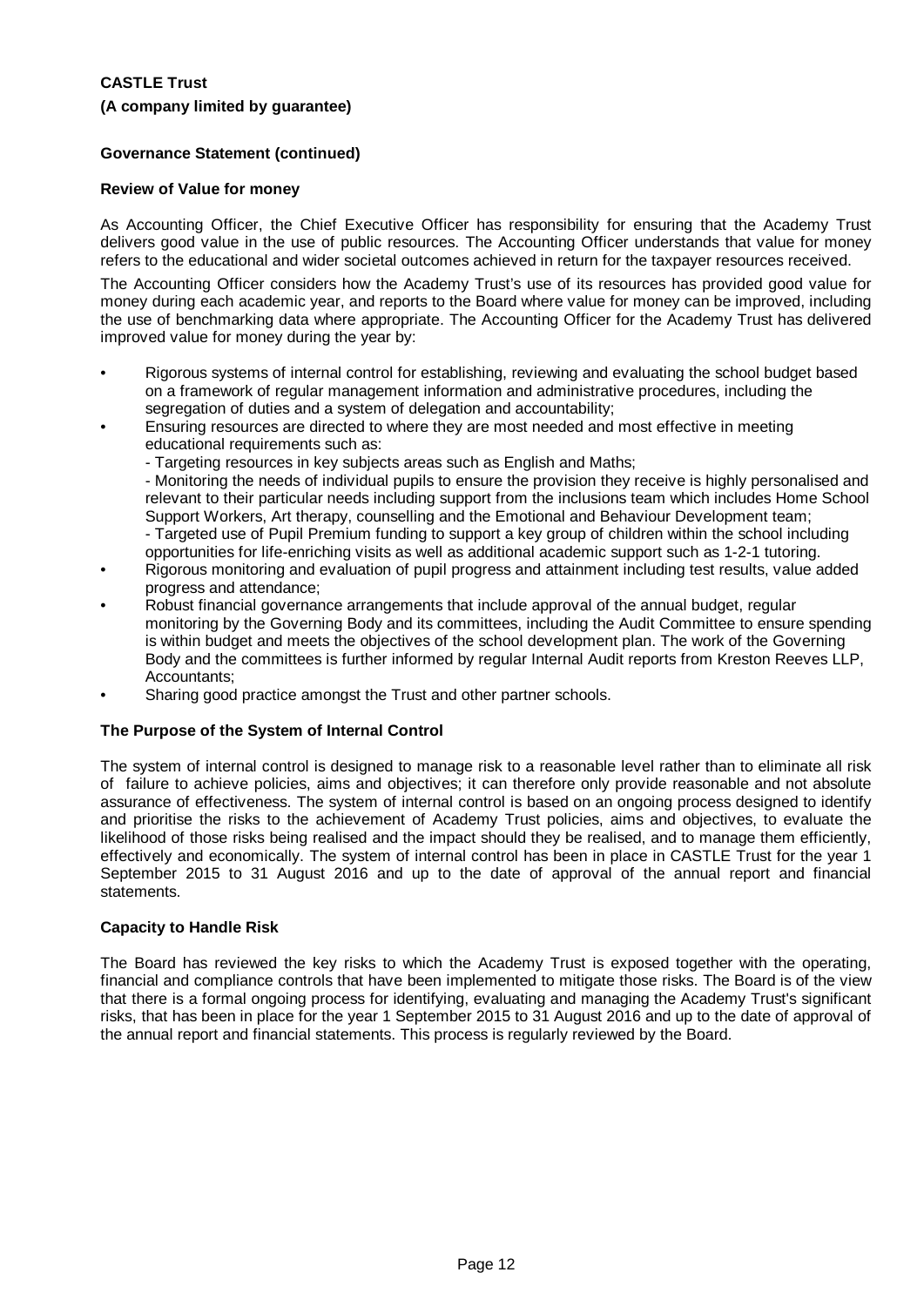**CASTLE Trust**

**(A company limited by guarantee)**

**Governance Statement (continued)**

**Review of Value for money**

As Accounting Officer, the Chief Executive Officer has responsibility for ensuring that the Academy Trust delivers good value in the use of public resources. The Accounting Officer understands that value for money refers to the educational and wider societal outcomes achieved in return for the taxpayer resources received.

The Accounting Officer considers how the Academy Trust's use of its resources has provided good value for money during each academic year, and reports to the Board where value for money can be improved, including the use of benchmarking data where appropriate. The Accounting Officer for the Academy Trust has delivered improved value for money during the year by:

- Rigorous systems of internal control for establishing, reviewing and evaluating the school budget based on a framework of regular management information and administrative procedures, including the segregation of duties and a system of delegation and accountability;
- Ensuring resources are directed to where they are most needed and most effective in meeting educational requirements such as:
  - Targeting resources in key subjects areas such as English and Maths;
  - Monitoring the needs of individual pupils to ensure the provision they receive is highly personalised and relevant to their particular needs including support from the inclusions team which includes Home School Support Workers, Art therapy, counselling and the Emotional and Behaviour Development team;
  - Targeted use of Pupil Premium funding to support a key group of children within the school including opportunities for life-enriching visits as well as additional academic support such as 1-2-1 tutoring.
- Rigorous monitoring and evaluation of pupil progress and attainment including test results, value added progress and attendance;
- Robust financial governance arrangements that include approval of the annual budget, regular monitoring by the Governing Body and its committees, including the Audit Committee to ensure spending is within budget and meets the objectives of the school development plan. The work of the Governing Body and the committees is further informed by regular Internal Audit reports from Kreston Reeves LLP, Accountants;
- Sharing good practice amongst the Trust and other partner schools.

**The Purpose of the System of Internal Control**

The system of internal control is designed to manage risk to a reasonable level rather than to eliminate all risk of failure to achieve policies, aims and objectives; it can therefore only provide reasonable and not absolute assurance of effectiveness. The system of internal control is based on an ongoing process designed to identify and prioritise the risks to the achievement of Academy Trust policies, aims and objectives, to evaluate the likelihood of those risks being realised and the impact should they be realised, and to manage them efficiently, effectively and economically. The system of internal control has been in place in CASTLE Trust for the year 1 September 2015 to 31 August 2016 and up to the date of approval of the annual report and financial statements.

**Capacity to Handle Risk**

The Board has reviewed the key risks to which the Academy Trust is exposed together with the operating, financial and compliance controls that have been implemented to mitigate those risks. The Board is of the view that there is a formal ongoing process for identifying, evaluating and managing the Academy Trust's significant risks, that has been in place for the year 1 September 2015 to 31 August 2016 and up to the date of approval of the annual report and financial statements. This process is regularly reviewed by the Board.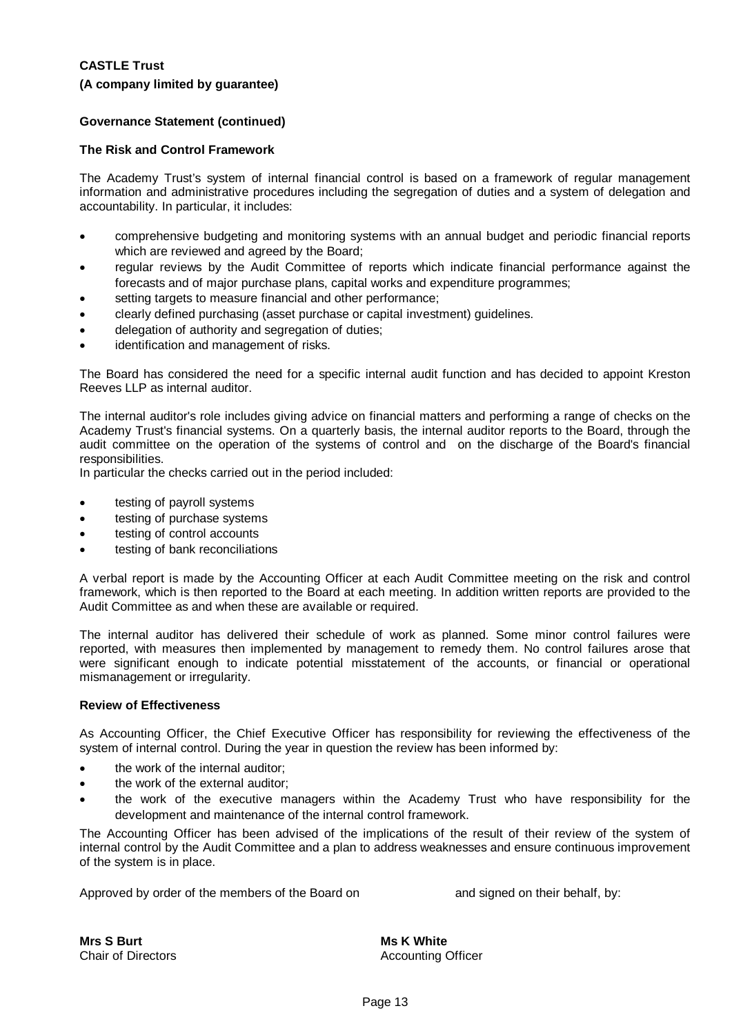**CASTLE Trust**
**(A company limited by guarantee)**

**Governance Statement (continued)**

**The Risk and Control Framework**

The Academy Trust's system of internal financial control is based on a framework of regular management information and administrative procedures including the segregation of duties and a system of delegation and accountability. In particular, it includes:

- comprehensive budgeting and monitoring systems with an annual budget and periodic financial reports which are reviewed and agreed by the Board;
- regular reviews by the Audit Committee of reports which indicate financial performance against the forecasts and of major purchase plans, capital works and expenditure programmes;
- setting targets to measure financial and other performance;
- clearly defined purchasing (asset purchase or capital investment) guidelines.
- delegation of authority and segregation of duties;
- identification and management of risks.

The Board has considered the need for a specific internal audit function and has decided to appoint Kreston Reeves LLP as internal auditor.

The internal auditor's role includes giving advice on financial matters and performing a range of checks on the Academy Trust's financial systems. On a quarterly basis, the internal auditor reports to the Board, through the audit committee on the operation of the systems of control and on the discharge of the Board's financial responsibilities.
In particular the checks carried out in the period included:

- testing of payroll systems
- testing of purchase systems
- testing of control accounts
- testing of bank reconciliations

A verbal report is made by the Accounting Officer at each Audit Committee meeting on the risk and control framework, which is then reported to the Board at each meeting. In addition written reports are provided to the Audit Committee as and when these are available or required.

The internal auditor has delivered their schedule of work as planned. Some minor control failures were reported, with measures then implemented by management to remedy them. No control failures arose that were significant enough to indicate potential misstatement of the accounts, or financial or operational mismanagement or irregularity.

**Review of Effectiveness**

As Accounting Officer, the Chief Executive Officer has responsibility for reviewing the effectiveness of the system of internal control. During the year in question the review has been informed by:

- the work of the internal auditor;
- the work of the external auditor;
- the work of the executive managers within the Academy Trust who have responsibility for the development and maintenance of the internal control framework.

The Accounting Officer has been advised of the implications of the result of their review of the system of internal control by the Audit Committee and a plan to address weaknesses and ensure continuous improvement of the system is in place.

Approved by order of the members of the Board on and signed on their behalf, by:

**Mrs S Burt**
Chair of Directors

**Ms K White**
Accounting Officer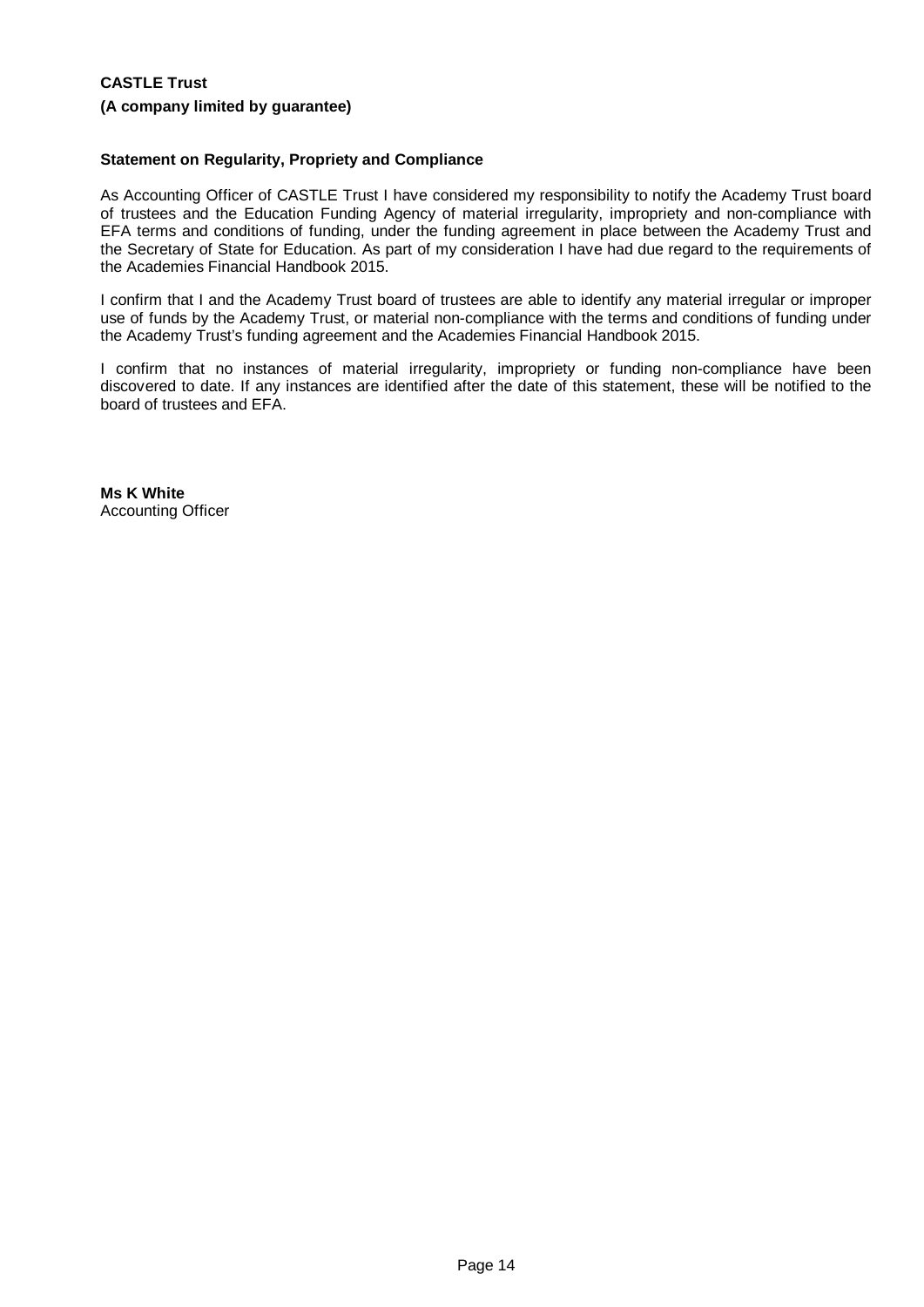**CASTLE Trust**

**(A company limited by guarantee)**

**Statement on Regularity, Propriety and Compliance**

As Accounting Officer of CASTLE Trust I have considered my responsibility to notify the Academy Trust board of trustees and the Education Funding Agency of material irregularity, impropriety and non-compliance with EFA terms and conditions of funding, under the funding agreement in place between the Academy Trust and the Secretary of State for Education. As part of my consideration I have had due regard to the requirements of the Academies Financial Handbook 2015.

I confirm that I and the Academy Trust board of trustees are able to identify any material irregular or improper use of funds by the Academy Trust, or material non-compliance with the terms and conditions of funding under the Academy Trust's funding agreement and the Academies Financial Handbook 2015.

I confirm that no instances of material irregularity, impropriety or funding non-compliance have been discovered to date. If any instances are identified after the date of this statement, these will be notified to the board of trustees and EFA.

**Ms K White**
Accounting Officer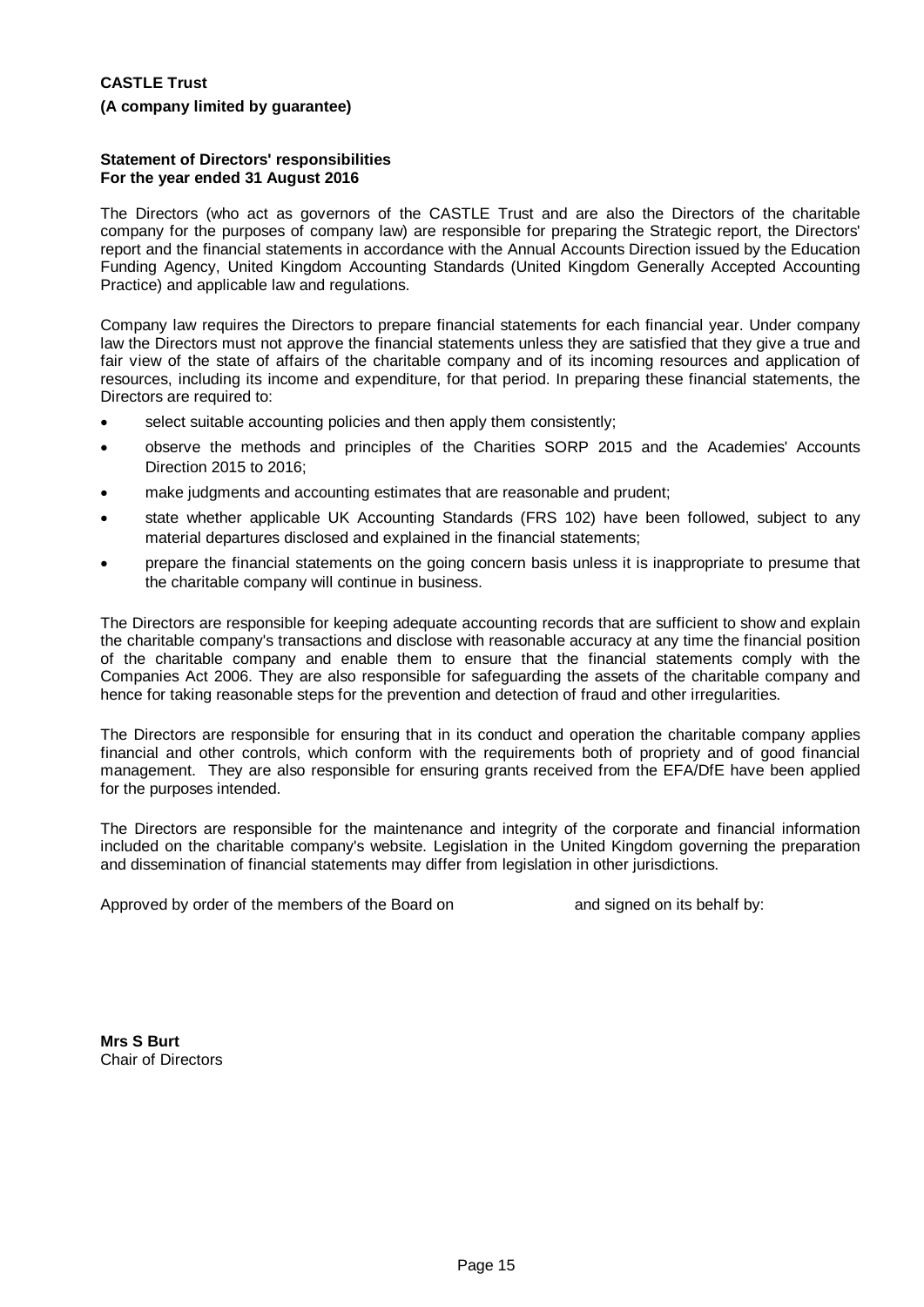**CASTLE Trust**

**(A company limited by guarantee)**

**Statement of Directors' responsibilities**
**For the year ended 31 August 2016**

The Directors (who act as governors of the CASTLE Trust and are also the Directors of the charitable company for the purposes of company law) are responsible for preparing the Strategic report, the Directors' report and the financial statements in accordance with the Annual Accounts Direction issued by the Education Funding Agency, United Kingdom Accounting Standards (United Kingdom Generally Accepted Accounting Practice) and applicable law and regulations.

Company law requires the Directors to prepare financial statements for each financial year. Under company law the Directors must not approve the financial statements unless they are satisfied that they give a true and fair view of the state of affairs of the charitable company and of its incoming resources and application of resources, including its income and expenditure, for that period. In preparing these financial statements, the Directors are required to:

- select suitable accounting policies and then apply them consistently;
- observe the methods and principles of the Charities SORP 2015 and the Academies' Accounts Direction 2015 to 2016;
- make judgments and accounting estimates that are reasonable and prudent;
- state whether applicable UK Accounting Standards (FRS 102) have been followed, subject to any material departures disclosed and explained in the financial statements;
- prepare the financial statements on the going concern basis unless it is inappropriate to presume that the charitable company will continue in business.

The Directors are responsible for keeping adequate accounting records that are sufficient to show and explain the charitable company's transactions and disclose with reasonable accuracy at any time the financial position of the charitable company and enable them to ensure that the financial statements comply with the Companies Act 2006. They are also responsible for safeguarding the assets of the charitable company and hence for taking reasonable steps for the prevention and detection of fraud and other irregularities.

The Directors are responsible for ensuring that in its conduct and operation the charitable company applies financial and other controls, which conform with the requirements both of propriety and of good financial management. They are also responsible for ensuring grants received from the EFA/DfE have been applied for the purposes intended.

The Directors are responsible for the maintenance and integrity of the corporate and financial information included on the charitable company's website. Legislation in the United Kingdom governing the preparation and dissemination of financial statements may differ from legislation in other jurisdictions.

Approved by order of the members of the Board on and signed on its behalf by:

**Mrs S Burt**
Chair of Directors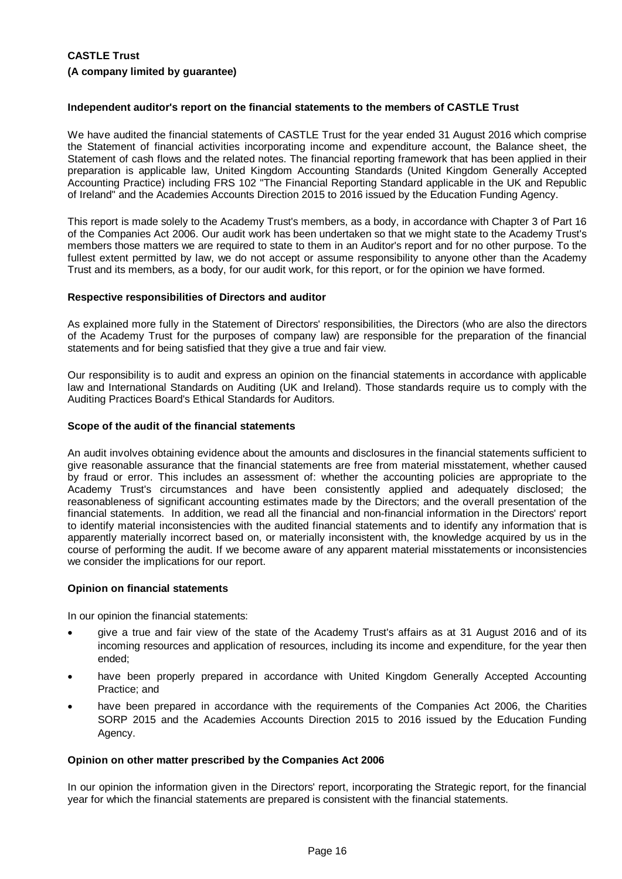**CASTLE Trust**

**(A company limited by guarantee)**

## Independent auditor's report on the financial statements to the members of CASTLE Trust

We have audited the financial statements of CASTLE Trust for the year ended 31 August 2016 which comprise the Statement of financial activities incorporating income and expenditure account, the Balance sheet, the Statement of cash flows and the related notes. The financial reporting framework that has been applied in their preparation is applicable law, United Kingdom Accounting Standards (United Kingdom Generally Accepted Accounting Practice) including FRS 102 "The Financial Reporting Standard applicable in the UK and Republic of Ireland" and the Academies Accounts Direction 2015 to 2016 issued by the Education Funding Agency.

This report is made solely to the Academy Trust's members, as a body, in accordance with Chapter 3 of Part 16 of the Companies Act 2006. Our audit work has been undertaken so that we might state to the Academy Trust's members those matters we are required to state to them in an Auditor's report and for no other purpose. To the fullest extent permitted by law, we do not accept or assume responsibility to anyone other than the Academy Trust and its members, as a body, for our audit work, for this report, or for the opinion we have formed.

### Respective responsibilities of Directors and auditor

As explained more fully in the Statement of Directors' responsibilities, the Directors (who are also the directors of the Academy Trust for the purposes of company law) are responsible for the preparation of the financial statements and for being satisfied that they give a true and fair view.

Our responsibility is to audit and express an opinion on the financial statements in accordance with applicable law and International Standards on Auditing (UK and Ireland). Those standards require us to comply with the Auditing Practices Board's Ethical Standards for Auditors.

### Scope of the audit of the financial statements

An audit involves obtaining evidence about the amounts and disclosures in the financial statements sufficient to give reasonable assurance that the financial statements are free from material misstatement, whether caused by fraud or error. This includes an assessment of: whether the accounting policies are appropriate to the Academy Trust's circumstances and have been consistently applied and adequately disclosed; the reasonableness of significant accounting estimates made by the Directors; and the overall presentation of the financial statements. In addition, we read all the financial and non-financial information in the Directors' report to identify material inconsistencies with the audited financial statements and to identify any information that is apparently materially incorrect based on, or materially inconsistent with, the knowledge acquired by us in the course of performing the audit. If we become aware of any apparent material misstatements or inconsistencies we consider the implications for our report.

### Opinion on financial statements

In our opinion the financial statements:

- give a true and fair view of the state of the Academy Trust's affairs as at 31 August 2016 and of its incoming resources and application of resources, including its income and expenditure, for the year then ended;
- have been properly prepared in accordance with United Kingdom Generally Accepted Accounting Practice; and
- have been prepared in accordance with the requirements of the Companies Act 2006, the Charities SORP 2015 and the Academies Accounts Direction 2015 to 2016 issued by the Education Funding Agency.

### Opinion on other matter prescribed by the Companies Act 2006

In our opinion the information given in the Directors' report, incorporating the Strategic report, for the financial year for which the financial statements are prepared is consistent with the financial statements.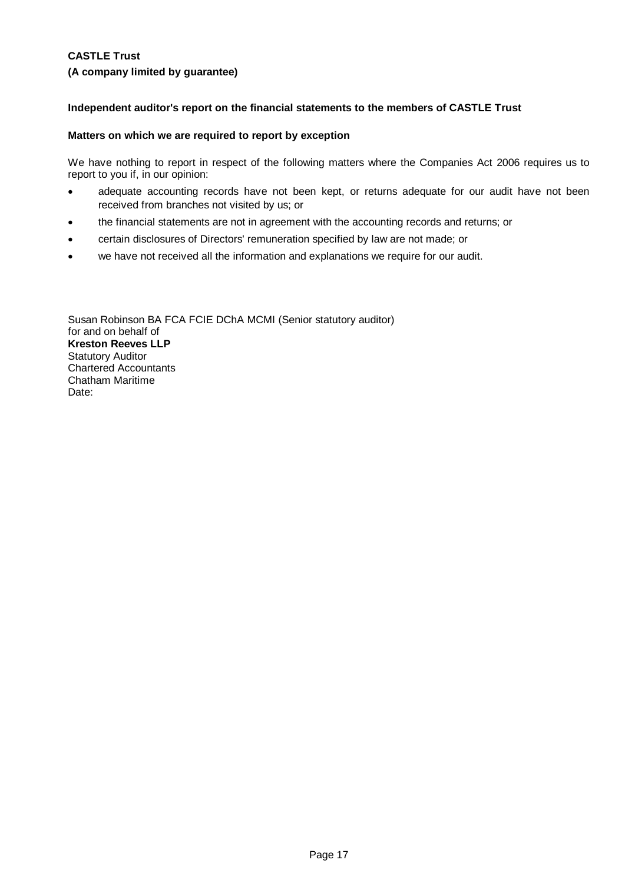**CASTLE Trust**

**(A company limited by guarantee)**

**Independent auditor's report on the financial statements to the members of CASTLE Trust**

**Matters on which we are required to report by exception**

We have nothing to report in respect of the following matters where the Companies Act 2006 requires us to report to you if, in our opinion:

- adequate accounting records have not been kept, or returns adequate for our audit have not been received from branches not visited by us; or
- the financial statements are not in agreement with the accounting records and returns; or
- certain disclosures of Directors' remuneration specified by law are not made; or
- we have not received all the information and explanations we require for our audit.

Susan Robinson BA FCA FCIE DChA MCMI (Senior statutory auditor)
for and on behalf of
**Kreston Reeves LLP**
Statutory Auditor
Chartered Accountants
Chatham Maritime
Date: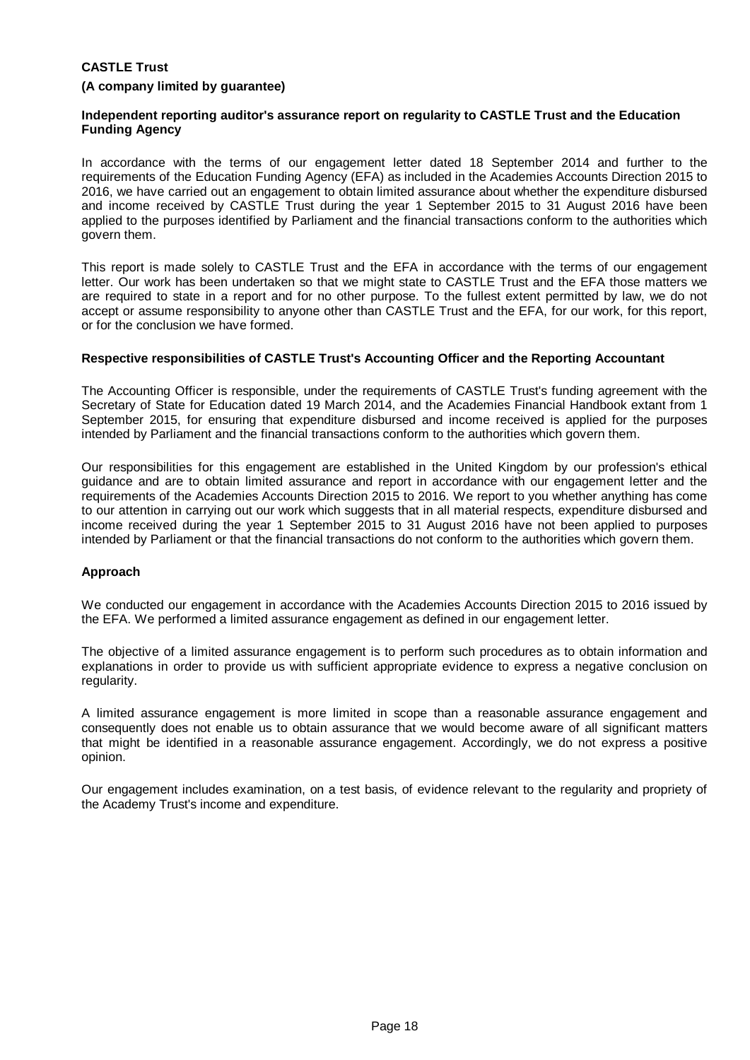**CASTLE Trust**

**(A company limited by guarantee)**

**Independent reporting auditor's assurance report on regularity to CASTLE Trust and the Education Funding Agency**

In accordance with the terms of our engagement letter dated 18 September 2014 and further to the requirements of the Education Funding Agency (EFA) as included in the Academies Accounts Direction 2015 to 2016, we have carried out an engagement to obtain limited assurance about whether the expenditure disbursed and income received by CASTLE Trust during the year 1 September 2015 to 31 August 2016 have been applied to the purposes identified by Parliament and the financial transactions conform to the authorities which govern them.

This report is made solely to CASTLE Trust and the EFA in accordance with the terms of our engagement letter. Our work has been undertaken so that we might state to CASTLE Trust and the EFA those matters we are required to state in a report and for no other purpose. To the fullest extent permitted by law, we do not accept or assume responsibility to anyone other than CASTLE Trust and the EFA, for our work, for this report, or for the conclusion we have formed.

**Respective responsibilities of CASTLE Trust's Accounting Officer and the Reporting Accountant**

The Accounting Officer is responsible, under the requirements of CASTLE Trust's funding agreement with the Secretary of State for Education dated 19 March 2014, and the Academies Financial Handbook extant from 1 September 2015, for ensuring that expenditure disbursed and income received is applied for the purposes intended by Parliament and the financial transactions conform to the authorities which govern them.

Our responsibilities for this engagement are established in the United Kingdom by our profession's ethical guidance and are to obtain limited assurance and report in accordance with our engagement letter and the requirements of the Academies Accounts Direction 2015 to 2016. We report to you whether anything has come to our attention in carrying out our work which suggests that in all material respects, expenditure disbursed and income received during the year 1 September 2015 to 31 August 2016 have not been applied to purposes intended by Parliament or that the financial transactions do not conform to the authorities which govern them.

**Approach**

We conducted our engagement in accordance with the Academies Accounts Direction 2015 to 2016 issued by the EFA. We performed a limited assurance engagement as defined in our engagement letter.

The objective of a limited assurance engagement is to perform such procedures as to obtain information and explanations in order to provide us with sufficient appropriate evidence to express a negative conclusion on regularity.

A limited assurance engagement is more limited in scope than a reasonable assurance engagement and consequently does not enable us to obtain assurance that we would become aware of all significant matters that might be identified in a reasonable assurance engagement. Accordingly, we do not express a positive opinion.

Our engagement includes examination, on a test basis, of evidence relevant to the regularity and propriety of the Academy Trust's income and expenditure.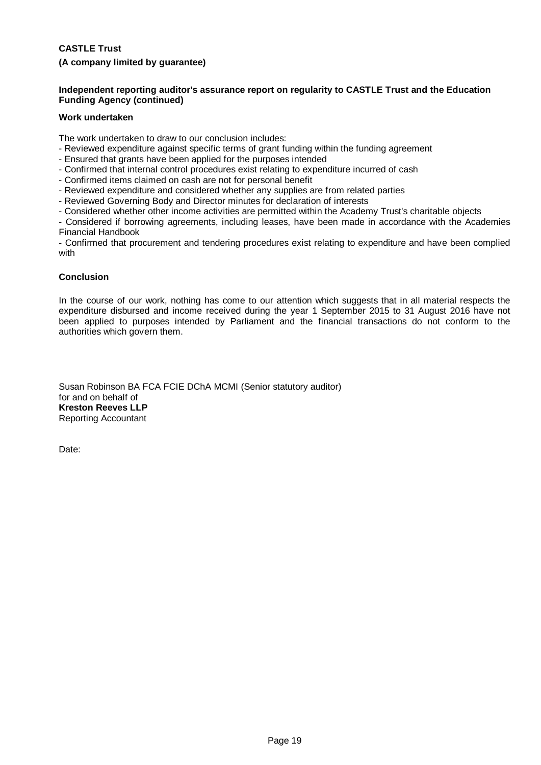**CASTLE Trust**

**(A company limited by guarantee)**

**Independent reporting auditor's assurance report on regularity to CASTLE Trust and the Education Funding Agency (continued)**

**Work undertaken**

The work undertaken to draw to our conclusion includes:

- Reviewed expenditure against specific terms of grant funding within the funding agreement
- Ensured that grants have been applied for the purposes intended
- Confirmed that internal control procedures exist relating to expenditure incurred of cash
- Confirmed items claimed on cash are not for personal benefit
- Reviewed expenditure and considered whether any supplies are from related parties
- Reviewed Governing Body and Director minutes for declaration of interests
- Considered whether other income activities are permitted within the Academy Trust's charitable objects
- Considered if borrowing agreements, including leases, have been made in accordance with the Academies Financial Handbook
- Confirmed that procurement and tendering procedures exist relating to expenditure and have been complied with

**Conclusion**

In the course of our work, nothing has come to our attention which suggests that in all material respects the expenditure disbursed and income received during the year 1 September 2015 to 31 August 2016 have not been applied to purposes intended by Parliament and the financial transactions do not conform to the authorities which govern them.

Susan Robinson BA FCA FCIE DChA MCMI (Senior statutory auditor)
for and on behalf of
**Kreston Reeves LLP**
Reporting Accountant

Date: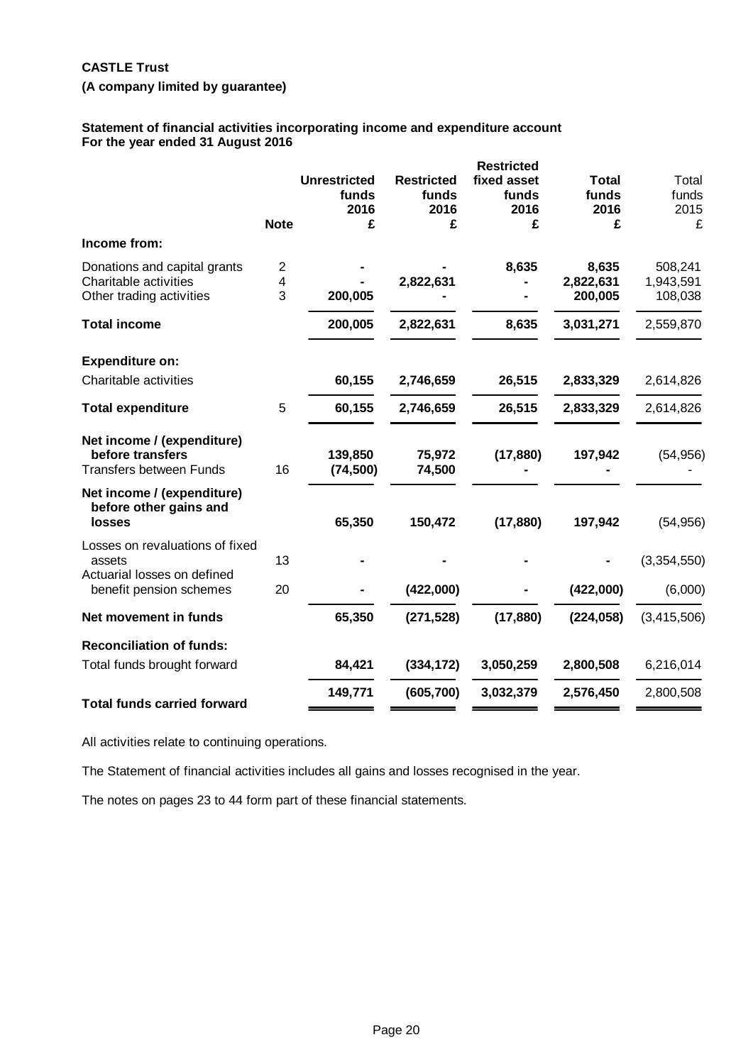**CASTLE Trust**

**(A company limited by guarantee)**

**Statement of financial activities incorporating income and expenditure account**
**For the year ended 31 August 2016**

| | Note | Unrestricted funds 2016 £ | Restricted funds 2016 £ | Restricted fixed asset funds 2016 £ | Total funds 2016 £ | Total funds 2015 £ |
|---|---|---|---|---|---|---|
| **Income from:** | | | | | | |
| Donations and capital grants | 2 | - | - | 8,635 | 8,635 | 508,241 |
| Charitable activities | 4 | - | 2,822,631 | - | 2,822,631 | 1,943,591 |
| Other trading activities | 3 | 200,005 | - | - | 200,005 | 108,038 |
| **Total income** | | 200,005 | 2,822,631 | 8,635 | 3,031,271 | 2,559,870 |
| **Expenditure on:** | | | | | | |
| Charitable activities | | 60,155 | 2,746,659 | 26,515 | 2,833,329 | 2,614,826 |
| **Total expenditure** | 5 | 60,155 | 2,746,659 | 26,515 | 2,833,329 | 2,614,826 |
| **Net income / (expenditure) before transfers** | | 139,850 | 75,972 | (17,880) | 197,942 | (54,956) |
| Transfers between Funds | 16 | (74,500) | 74,500 | - | - | - |
| **Net income / (expenditure) before other gains and losses** | | 65,350 | 150,472 | (17,880) | 197,942 | (54,956) |
| Losses on revaluations of fixed assets | 13 | - | - | - | - | (3,354,550) |
| Actuarial losses on defined benefit pension schemes | 20 | - | (422,000) | - | (422,000) | (6,000) |
| **Net movement in funds** | | 65,350 | (271,528) | (17,880) | (224,058) | (3,415,506) |
| **Reconciliation of funds:** | | | | | | |
| Total funds brought forward | | 84,421 | (334,172) | 3,050,259 | 2,800,508 | 6,216,014 |
| **Total funds carried forward** | | 149,771 | (605,700) | 3,032,379 | 2,576,450 | 2,800,508 |

All activities relate to continuing operations.

The Statement of financial activities includes all gains and losses recognised in the year.

The notes on pages 23 to 44 form part of these financial statements.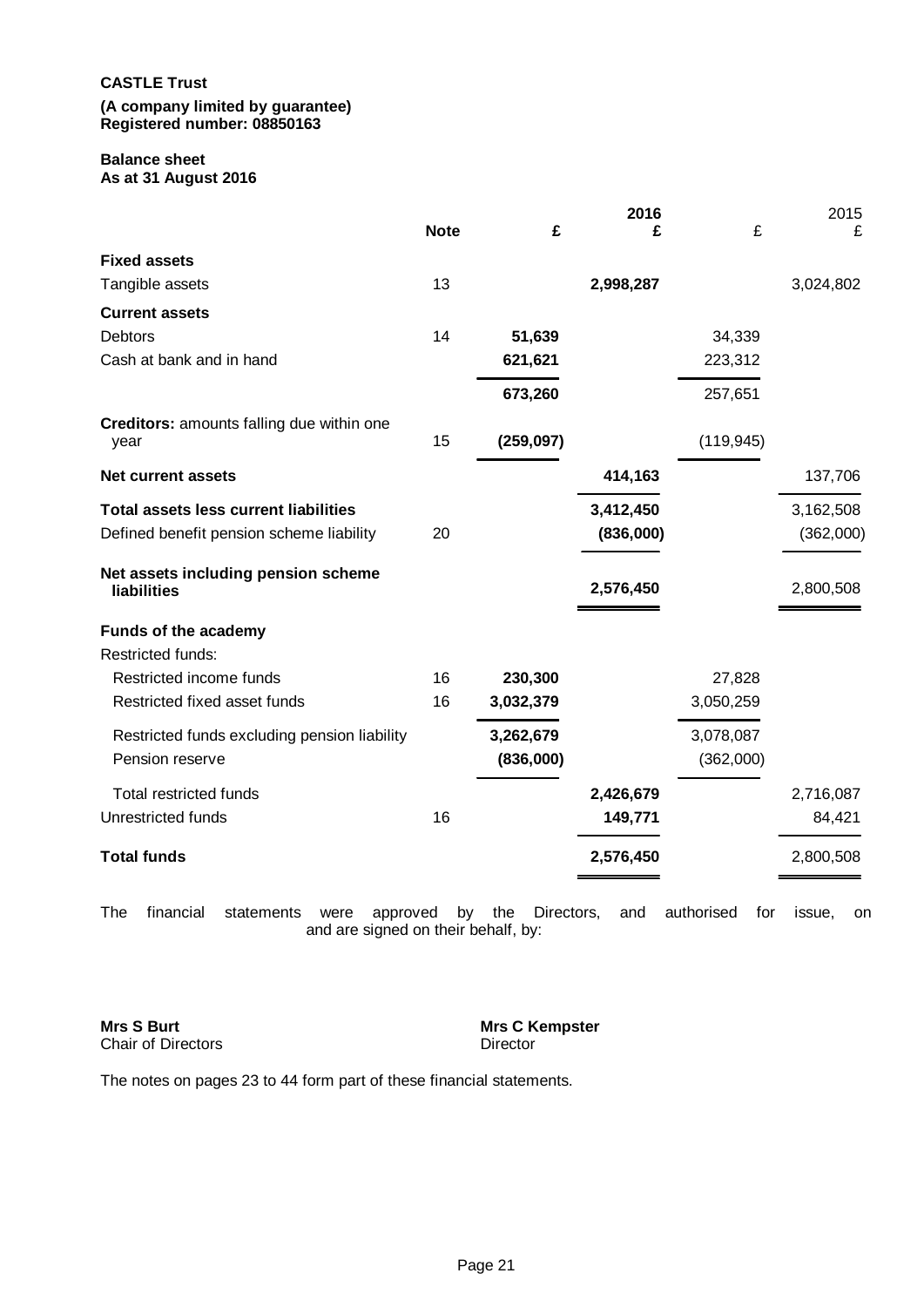**CASTLE Trust**

**(A company limited by guarantee)**
**Registered number: 08850163**

**Balance sheet**
**As at 31 August 2016**

| | Note | £ | 2016 £ | £ | 2015 £ |
|---|---|---|---|---|---|
| **Fixed assets** | | | | | |
| Tangible assets | 13 | | **2,998,287** | | 3,024,802 |
| **Current assets** | | | | | |
| Debtors | 14 | **51,639** | | 34,339 | |
| Cash at bank and in hand | | **621,621** | | 223,312 | |
| | | **673,260** | | 257,651 | |
| **Creditors:** amounts falling due within one year | 15 | **(259,097)** | | (119,945) | |
| **Net current assets** | | | **414,163** | | 137,706 |
| **Total assets less current liabilities** | | | **3,412,450** | | 3,162,508 |
| Defined benefit pension scheme liability | 20 | | **(836,000)** | | (362,000) |
| **Net assets including pension scheme liabilities** | | | **2,576,450** | | 2,800,508 |
| **Funds of the academy** | | | | | |
| Restricted funds: | | | | | |
| Restricted income funds | 16 | **230,300** | | 27,828 | |
| Restricted fixed asset funds | 16 | **3,032,379** | | 3,050,259 | |
| Restricted funds excluding pension liability | | **3,262,679** | | 3,078,087 | |
| Pension reserve | | **(836,000)** | | (362,000) | |
| Total restricted funds | | | **2,426,679** | | 2,716,087 |
| Unrestricted funds | 16 | | **149,771** | | 84,421 |
| **Total funds** | | | **2,576,450** | | 2,800,508 |

The financial statements were approved by the Directors, and authorised for issue, on and are signed on their behalf, by:

**Mrs S Burt**
Chair of Directors

**Mrs C Kempster**
Director

The notes on pages 23 to 44 form part of these financial statements.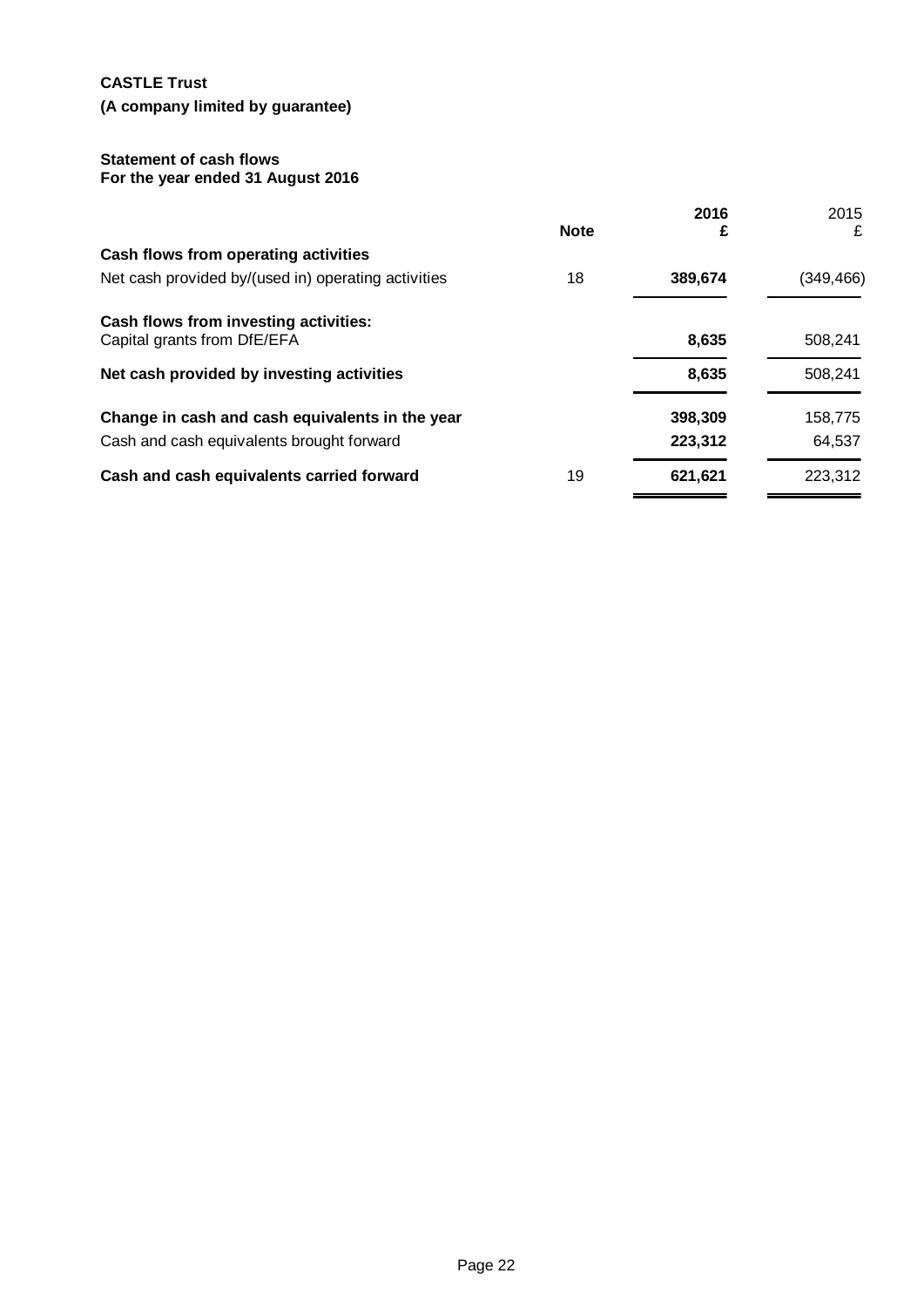**CASTLE Trust**

**(A company limited by guarantee)**

**Statement of cash flows**
**For the year ended 31 August 2016**

| | Note | 2016 £ | 2015 £ |
|---|---|---|---|
| **Cash flows from operating activities** | | | |
| Net cash provided by/(used in) operating activities | 18 | **389,674** | (349,466) |
| **Cash flows from investing activities:** | | | |
| Capital grants from DfE/EFA | | **8,635** | 508,241 |
| **Net cash provided by investing activities** | | **8,635** | 508,241 |
| **Change in cash and cash equivalents in the year** | | **398,309** | 158,775 |
| Cash and cash equivalents brought forward | | **223,312** | 64,537 |
| **Cash and cash equivalents carried forward** | 19 | **621,621** | 223,312 |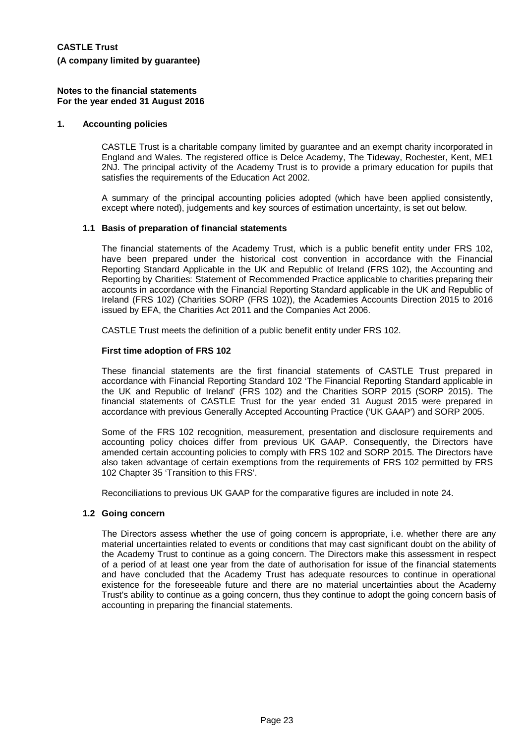**CASTLE Trust**
**(A company limited by guarantee)**

**Notes to the financial statements**
**For the year ended 31 August 2016**

## 1. Accounting policies

CASTLE Trust is a charitable company limited by guarantee and an exempt charity incorporated in England and Wales. The registered office is Delce Academy, The Tideway, Rochester, Kent, ME1 2NJ. The principal activity of the Academy Trust is to provide a primary education for pupils that satisfies the requirements of the Education Act 2002.

A summary of the principal accounting policies adopted (which have been applied consistently, except where noted), judgements and key sources of estimation uncertainty, is set out below.

### 1.1 Basis of preparation of financial statements

The financial statements of the Academy Trust, which is a public benefit entity under FRS 102, have been prepared under the historical cost convention in accordance with the Financial Reporting Standard Applicable in the UK and Republic of Ireland (FRS 102), the Accounting and Reporting by Charities: Statement of Recommended Practice applicable to charities preparing their accounts in accordance with the Financial Reporting Standard applicable in the UK and Republic of Ireland (FRS 102) (Charities SORP (FRS 102)), the Academies Accounts Direction 2015 to 2016 issued by EFA, the Charities Act 2011 and the Companies Act 2006.

CASTLE Trust meets the definition of a public benefit entity under FRS 102.

**First time adoption of FRS 102**

These financial statements are the first financial statements of CASTLE Trust prepared in accordance with Financial Reporting Standard 102 'The Financial Reporting Standard applicable in the UK and Republic of Ireland' (FRS 102) and the Charities SORP 2015 (SORP 2015). The financial statements of CASTLE Trust for the year ended 31 August 2015 were prepared in accordance with previous Generally Accepted Accounting Practice ('UK GAAP') and SORP 2005.

Some of the FRS 102 recognition, measurement, presentation and disclosure requirements and accounting policy choices differ from previous UK GAAP. Consequently, the Directors have amended certain accounting policies to comply with FRS 102 and SORP 2015. The Directors have also taken advantage of certain exemptions from the requirements of FRS 102 permitted by FRS 102 Chapter 35 'Transition to this FRS'.

Reconciliations to previous UK GAAP for the comparative figures are included in note 24.

### 1.2 Going concern

The Directors assess whether the use of going concern is appropriate, i.e. whether there are any material uncertainties related to events or conditions that may cast significant doubt on the ability of the Academy Trust to continue as a going concern. The Directors make this assessment in respect of a period of at least one year from the date of authorisation for issue of the financial statements and have concluded that the Academy Trust has adequate resources to continue in operational existence for the foreseeable future and there are no material uncertainties about the Academy Trust's ability to continue as a going concern, thus they continue to adopt the going concern basis of accounting in preparing the financial statements.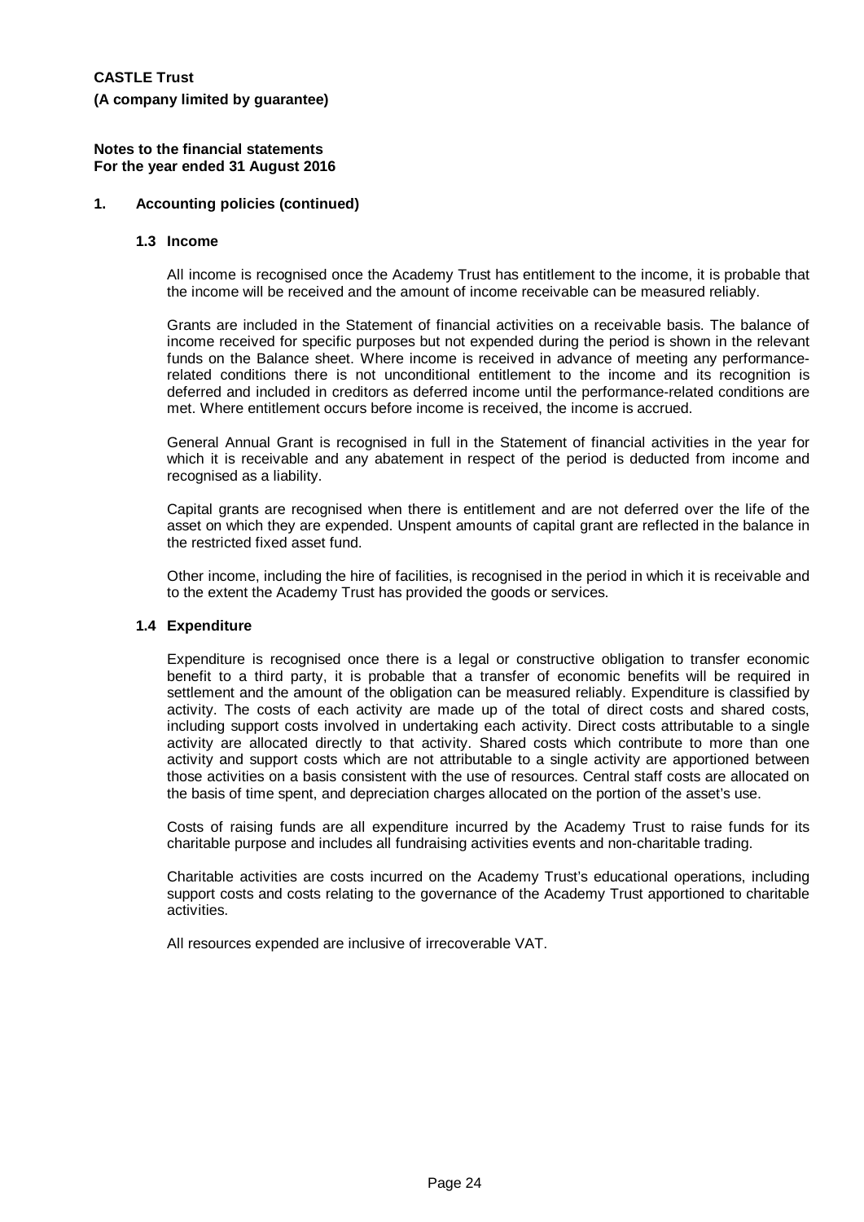**CASTLE Trust**

**(A company limited by guarantee)**

**Notes to the financial statements**
**For the year ended 31 August 2016**

## 1. Accounting policies (continued)

### 1.3 Income

All income is recognised once the Academy Trust has entitlement to the income, it is probable that the income will be received and the amount of income receivable can be measured reliably.

Grants are included in the Statement of financial activities on a receivable basis. The balance of income received for specific purposes but not expended during the period is shown in the relevant funds on the Balance sheet. Where income is received in advance of meeting any performance-related conditions there is not unconditional entitlement to the income and its recognition is deferred and included in creditors as deferred income until the performance-related conditions are met. Where entitlement occurs before income is received, the income is accrued.

General Annual Grant is recognised in full in the Statement of financial activities in the year for which it is receivable and any abatement in respect of the period is deducted from income and recognised as a liability.

Capital grants are recognised when there is entitlement and are not deferred over the life of the asset on which they are expended. Unspent amounts of capital grant are reflected in the balance in the restricted fixed asset fund.

Other income, including the hire of facilities, is recognised in the period in which it is receivable and to the extent the Academy Trust has provided the goods or services.

### 1.4 Expenditure

Expenditure is recognised once there is a legal or constructive obligation to transfer economic benefit to a third party, it is probable that a transfer of economic benefits will be required in settlement and the amount of the obligation can be measured reliably. Expenditure is classified by activity. The costs of each activity are made up of the total of direct costs and shared costs, including support costs involved in undertaking each activity. Direct costs attributable to a single activity are allocated directly to that activity. Shared costs which contribute to more than one activity and support costs which are not attributable to a single activity are apportioned between those activities on a basis consistent with the use of resources. Central staff costs are allocated on the basis of time spent, and depreciation charges allocated on the portion of the asset's use.

Costs of raising funds are all expenditure incurred by the Academy Trust to raise funds for its charitable purpose and includes all fundraising activities events and non-charitable trading.

Charitable activities are costs incurred on the Academy Trust's educational operations, including support costs and costs relating to the governance of the Academy Trust apportioned to charitable activities.

All resources expended are inclusive of irrecoverable VAT.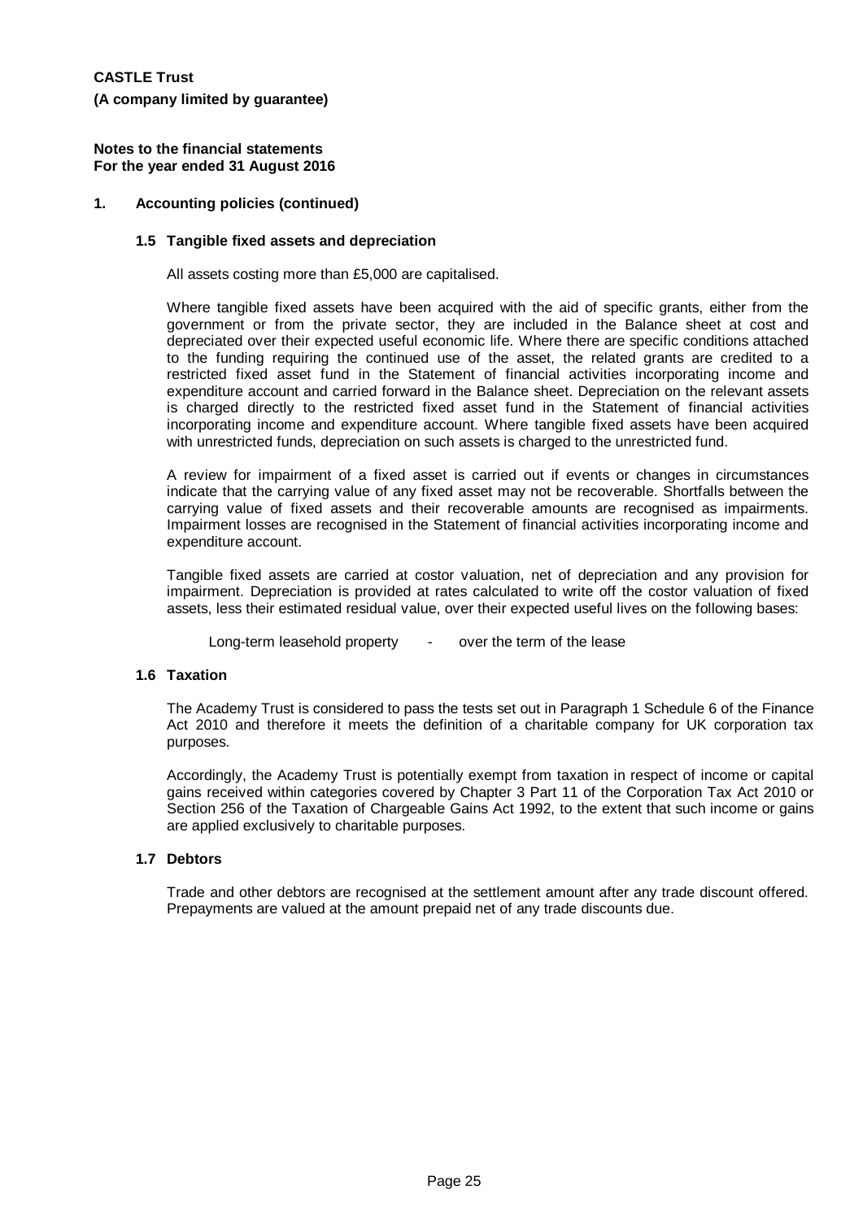**CASTLE Trust**

**(A company limited by guarantee)**

**Notes to the financial statements**
**For the year ended 31 August 2016**

## 1. Accounting policies (continued)

### 1.5 Tangible fixed assets and depreciation

All assets costing more than £5,000 are capitalised.

Where tangible fixed assets have been acquired with the aid of specific grants, either from the government or from the private sector, they are included in the Balance sheet at cost and depreciated over their expected useful economic life. Where there are specific conditions attached to the funding requiring the continued use of the asset, the related grants are credited to a restricted fixed asset fund in the Statement of financial activities incorporating income and expenditure account and carried forward in the Balance sheet. Depreciation on the relevant assets is charged directly to the restricted fixed asset fund in the Statement of financial activities incorporating income and expenditure account. Where tangible fixed assets have been acquired with unrestricted funds, depreciation on such assets is charged to the unrestricted fund.

A review for impairment of a fixed asset is carried out if events or changes in circumstances indicate that the carrying value of any fixed asset may not be recoverable. Shortfalls between the carrying value of fixed assets and their recoverable amounts are recognised as impairments. Impairment losses are recognised in the Statement of financial activities incorporating income and expenditure account.

Tangible fixed assets are carried at costor valuation, net of depreciation and any provision for impairment. Depreciation is provided at rates calculated to write off the costor valuation of fixed assets, less their estimated residual value, over their expected useful lives on the following bases:

Long-term leasehold property - over the term of the lease

### 1.6 Taxation

The Academy Trust is considered to pass the tests set out in Paragraph 1 Schedule 6 of the Finance Act 2010 and therefore it meets the definition of a charitable company for UK corporation tax purposes.

Accordingly, the Academy Trust is potentially exempt from taxation in respect of income or capital gains received within categories covered by Chapter 3 Part 11 of the Corporation Tax Act 2010 or Section 256 of the Taxation of Chargeable Gains Act 1992, to the extent that such income or gains are applied exclusively to charitable purposes.

### 1.7 Debtors

Trade and other debtors are recognised at the settlement amount after any trade discount offered. Prepayments are valued at the amount prepaid net of any trade discounts due.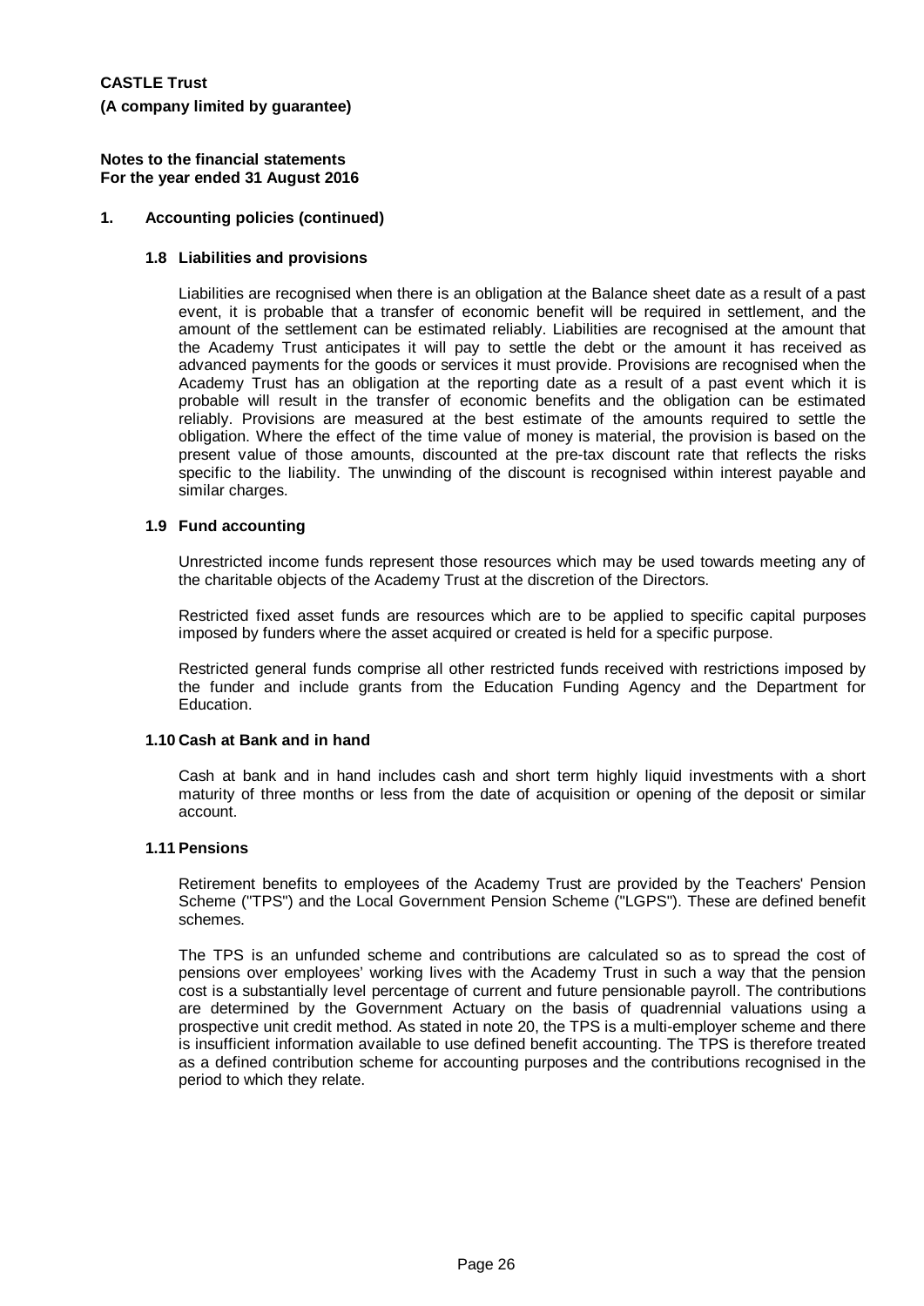**CASTLE Trust**

**(A company limited by guarantee)**

**Notes to the financial statements**
**For the year ended 31 August 2016**

## 1. Accounting policies (continued)

### 1.8 Liabilities and provisions

Liabilities are recognised when there is an obligation at the Balance sheet date as a result of a past event, it is probable that a transfer of economic benefit will be required in settlement, and the amount of the settlement can be estimated reliably. Liabilities are recognised at the amount that the Academy Trust anticipates it will pay to settle the debt or the amount it has received as advanced payments for the goods or services it must provide. Provisions are recognised when the Academy Trust has an obligation at the reporting date as a result of a past event which it is probable will result in the transfer of economic benefits and the obligation can be estimated reliably. Provisions are measured at the best estimate of the amounts required to settle the obligation. Where the effect of the time value of money is material, the provision is based on the present value of those amounts, discounted at the pre-tax discount rate that reflects the risks specific to the liability. The unwinding of the discount is recognised within interest payable and similar charges.

### 1.9 Fund accounting

Unrestricted income funds represent those resources which may be used towards meeting any of the charitable objects of the Academy Trust at the discretion of the Directors.

Restricted fixed asset funds are resources which are to be applied to specific capital purposes imposed by funders where the asset acquired or created is held for a specific purpose.

Restricted general funds comprise all other restricted funds received with restrictions imposed by the funder and include grants from the Education Funding Agency and the Department for Education.

### 1.10 Cash at Bank and in hand

Cash at bank and in hand includes cash and short term highly liquid investments with a short maturity of three months or less from the date of acquisition or opening of the deposit or similar account.

### 1.11 Pensions

Retirement benefits to employees of the Academy Trust are provided by the Teachers' Pension Scheme ("TPS") and the Local Government Pension Scheme ("LGPS"). These are defined benefit schemes.

The TPS is an unfunded scheme and contributions are calculated so as to spread the cost of pensions over employees' working lives with the Academy Trust in such a way that the pension cost is a substantially level percentage of current and future pensionable payroll. The contributions are determined by the Government Actuary on the basis of quadrennial valuations using a prospective unit credit method. As stated in note 20, the TPS is a multi-employer scheme and there is insufficient information available to use defined benefit accounting. The TPS is therefore treated as a defined contribution scheme for accounting purposes and the contributions recognised in the period to which they relate.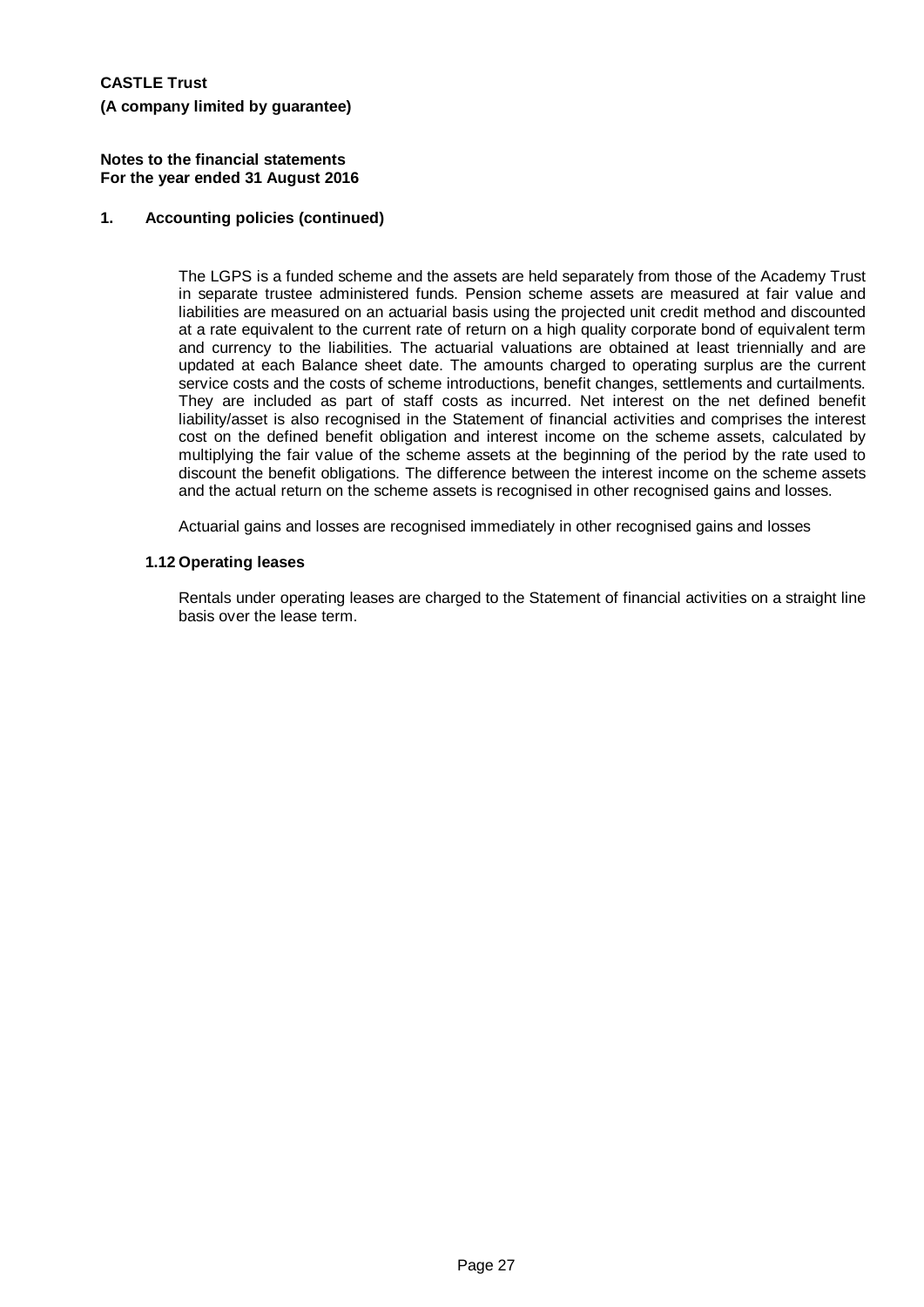**CASTLE Trust**

**(A company limited by guarantee)**

**Notes to the financial statements**
**For the year ended 31 August 2016**

## 1. Accounting policies (continued)

The LGPS is a funded scheme and the assets are held separately from those of the Academy Trust in separate trustee administered funds. Pension scheme assets are measured at fair value and liabilities are measured on an actuarial basis using the projected unit credit method and discounted at a rate equivalent to the current rate of return on a high quality corporate bond of equivalent term and currency to the liabilities. The actuarial valuations are obtained at least triennially and are updated at each Balance sheet date. The amounts charged to operating surplus are the current service costs and the costs of scheme introductions, benefit changes, settlements and curtailments. They are included as part of staff costs as incurred. Net interest on the net defined benefit liability/asset is also recognised in the Statement of financial activities and comprises the interest cost on the defined benefit obligation and interest income on the scheme assets, calculated by multiplying the fair value of the scheme assets at the beginning of the period by the rate used to discount the benefit obligations. The difference between the interest income on the scheme assets and the actual return on the scheme assets is recognised in other recognised gains and losses.

Actuarial gains and losses are recognised immediately in other recognised gains and losses

### 1.12 Operating leases

Rentals under operating leases are charged to the Statement of financial activities on a straight line basis over the lease term.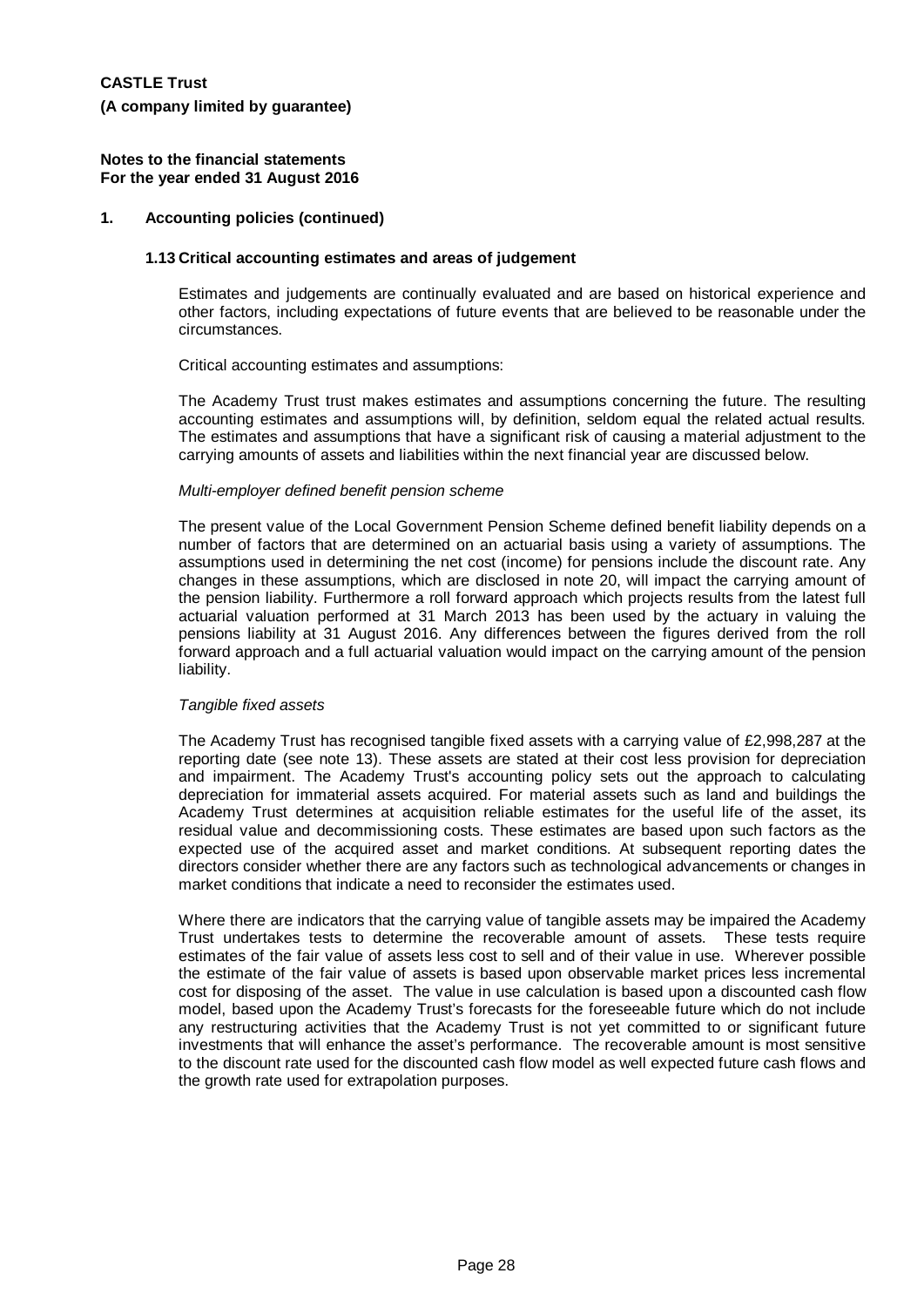**CASTLE Trust**

**(A company limited by guarantee)**

**Notes to the financial statements**
**For the year ended 31 August 2016**

## 1. Accounting policies (continued)

### 1.13 Critical accounting estimates and areas of judgement

Estimates and judgements are continually evaluated and are based on historical experience and other factors, including expectations of future events that are believed to be reasonable under the circumstances.

Critical accounting estimates and assumptions:

The Academy Trust trust makes estimates and assumptions concerning the future. The resulting accounting estimates and assumptions will, by definition, seldom equal the related actual results. The estimates and assumptions that have a significant risk of causing a material adjustment to the carrying amounts of assets and liabilities within the next financial year are discussed below.

*Multi-employer defined benefit pension scheme*

The present value of the Local Government Pension Scheme defined benefit liability depends on a number of factors that are determined on an actuarial basis using a variety of assumptions. The assumptions used in determining the net cost (income) for pensions include the discount rate. Any changes in these assumptions, which are disclosed in note 20, will impact the carrying amount of the pension liability. Furthermore a roll forward approach which projects results from the latest full actuarial valuation performed at 31 March 2013 has been used by the actuary in valuing the pensions liability at 31 August 2016. Any differences between the figures derived from the roll forward approach and a full actuarial valuation would impact on the carrying amount of the pension liability.

*Tangible fixed assets*

The Academy Trust has recognised tangible fixed assets with a carrying value of £2,998,287 at the reporting date (see note 13). These assets are stated at their cost less provision for depreciation and impairment. The Academy Trust's accounting policy sets out the approach to calculating depreciation for immaterial assets acquired. For material assets such as land and buildings the Academy Trust determines at acquisition reliable estimates for the useful life of the asset, its residual value and decommissioning costs. These estimates are based upon such factors as the expected use of the acquired asset and market conditions. At subsequent reporting dates the directors consider whether there are any factors such as technological advancements or changes in market conditions that indicate a need to reconsider the estimates used.

Where there are indicators that the carrying value of tangible assets may be impaired the Academy Trust undertakes tests to determine the recoverable amount of assets. These tests require estimates of the fair value of assets less cost to sell and of their value in use. Wherever possible the estimate of the fair value of assets is based upon observable market prices less incremental cost for disposing of the asset. The value in use calculation is based upon a discounted cash flow model, based upon the Academy Trust's forecasts for the foreseeable future which do not include any restructuring activities that the Academy Trust is not yet committed to or significant future investments that will enhance the asset's performance. The recoverable amount is most sensitive to the discount rate used for the discounted cash flow model as well expected future cash flows and the growth rate used for extrapolation purposes.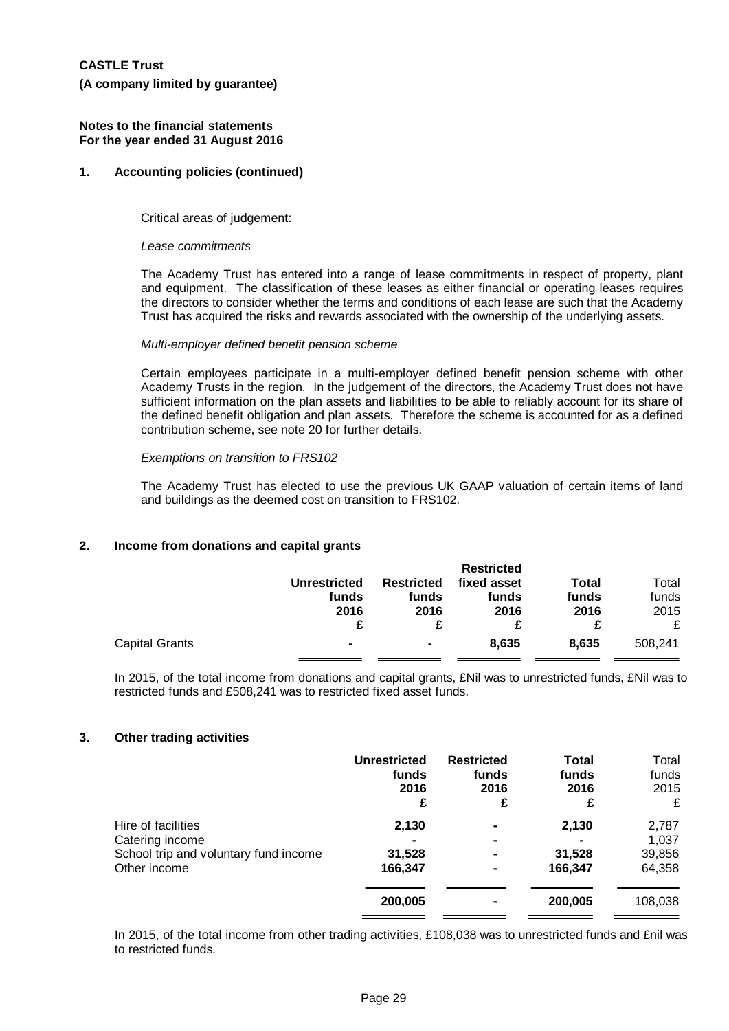**CASTLE Trust**

**(A company limited by guarantee)**

**Notes to the financial statements**
**For the year ended 31 August 2016**

## 1. Accounting policies (continued)

Critical areas of judgement:

*Lease commitments*

The Academy Trust has entered into a range of lease commitments in respect of property, plant and equipment. The classification of these leases as either financial or operating leases requires the directors to consider whether the terms and conditions of each lease are such that the Academy Trust has acquired the risks and rewards associated with the ownership of the underlying assets.

*Multi-employer defined benefit pension scheme*

Certain employees participate in a multi-employer defined benefit pension scheme with other Academy Trusts in the region. In the judgement of the directors, the Academy Trust does not have sufficient information on the plan assets and liabilities to be able to reliably account for its share of the defined benefit obligation and plan assets. Therefore the scheme is accounted for as a defined contribution scheme, see note 20 for further details.

*Exemptions on transition to FRS102*

The Academy Trust has elected to use the previous UK GAAP valuation of certain items of land and buildings as the deemed cost on transition to FRS102.

## 2. Income from donations and capital grants

| | Unrestricted funds 2016 £ | Restricted funds 2016 £ | Restricted fixed asset funds 2016 £ | Total funds 2016 £ | Total funds 2015 £ |
|---|---|---|---|---|---|
| Capital Grants | - | - | 8,635 | 8,635 | 508,241 |

In 2015, of the total income from donations and capital grants, £Nil was to unrestricted funds, £Nil was to restricted funds and £508,241 was to restricted fixed asset funds.

## 3. Other trading activities

| | Unrestricted funds 2016 £ | Restricted funds 2016 £ | Total funds 2016 £ | Total funds 2015 £ |
|---|---|---|---|---|
| Hire of facilities | 2,130 | - | 2,130 | 2,787 |
| Catering income | - | - | - | 1,037 |
| School trip and voluntary fund income | 31,528 | - | 31,528 | 39,856 |
| Other income | 166,347 | - | 166,347 | 64,358 |
| | 200,005 | - | 200,005 | 108,038 |

In 2015, of the total income from other trading activities, £108,038 was to unrestricted funds and £nil was to restricted funds.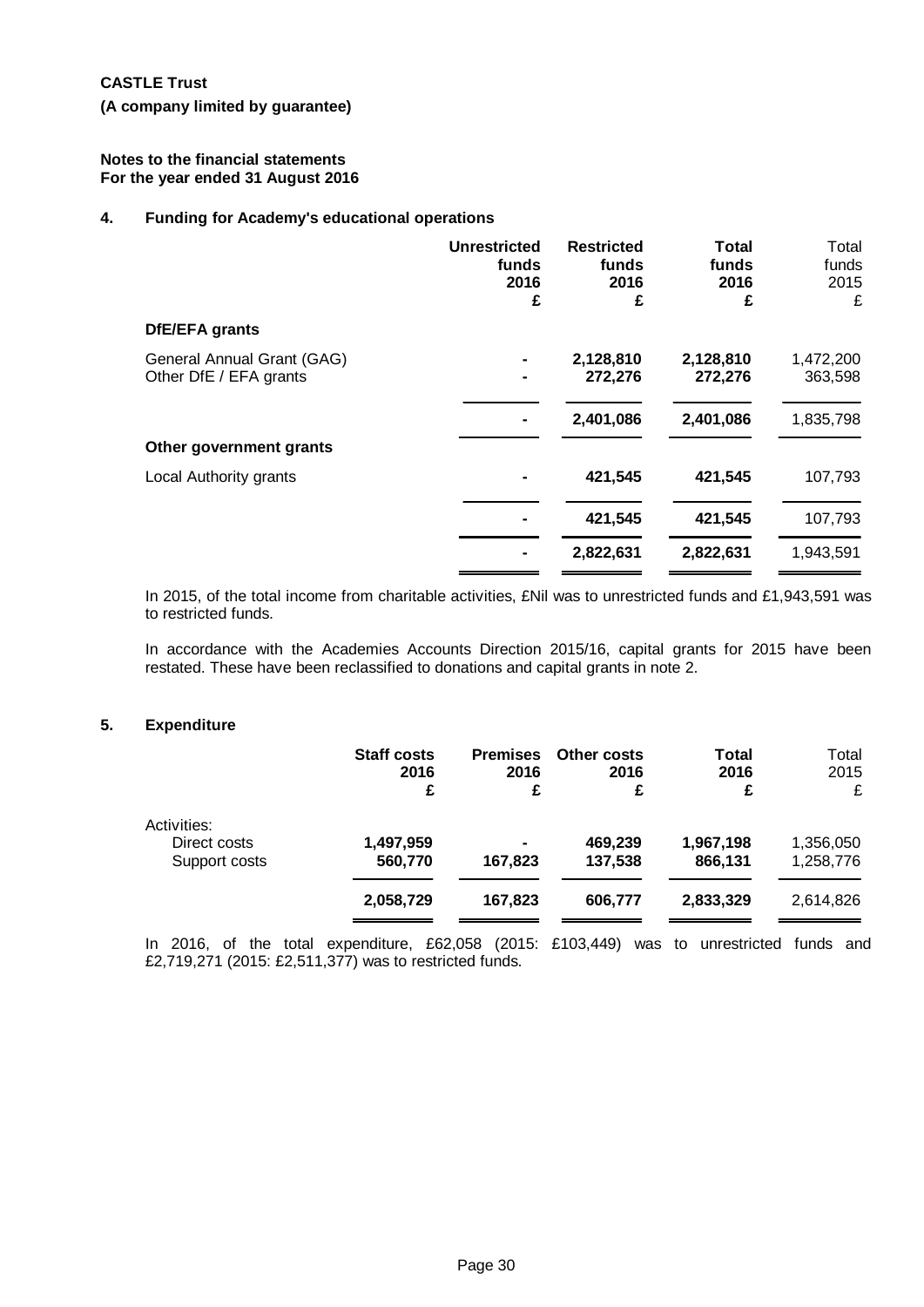**CASTLE Trust**

**(A company limited by guarantee)**

**Notes to the financial statements**
**For the year ended 31 August 2016**

## 4. Funding for Academy's educational operations

| | Unrestricted funds 2016 £ | Restricted funds 2016 £ | Total funds 2016 £ | Total funds 2015 £ |
|---|---|---|---|---|
| **DfE/EFA grants** | | | | |
| General Annual Grant (GAG) | - | 2,128,810 | 2,128,810 | 1,472,200 |
| Other DfE / EFA grants | - | 272,276 | 272,276 | 363,598 |
| | - | 2,401,086 | 2,401,086 | 1,835,798 |
| **Other government grants** | | | | |
| Local Authority grants | - | 421,545 | 421,545 | 107,793 |
| | - | 421,545 | 421,545 | 107,793 |
| | - | 2,822,631 | 2,822,631 | 1,943,591 |

In 2015, of the total income from charitable activities, £Nil was to unrestricted funds and £1,943,591 was to restricted funds.

In accordance with the Academies Accounts Direction 2015/16, capital grants for 2015 have been restated. These have been reclassified to donations and capital grants in note 2.

## 5. Expenditure

| | Staff costs 2016 £ | Premises 2016 £ | Other costs 2016 £ | Total 2016 £ | Total 2015 £ |
|---|---|---|---|---|---|
| Activities: | | | | | |
| Direct costs | 1,497,959 | - | 469,239 | 1,967,198 | 1,356,050 |
| Support costs | 560,770 | 167,823 | 137,538 | 866,131 | 1,258,776 |
| | 2,058,729 | 167,823 | 606,777 | 2,833,329 | 2,614,826 |

In 2016, of the total expenditure, £62,058 (2015: £103,449) was to unrestricted funds and £2,719,271 (2015: £2,511,377) was to restricted funds.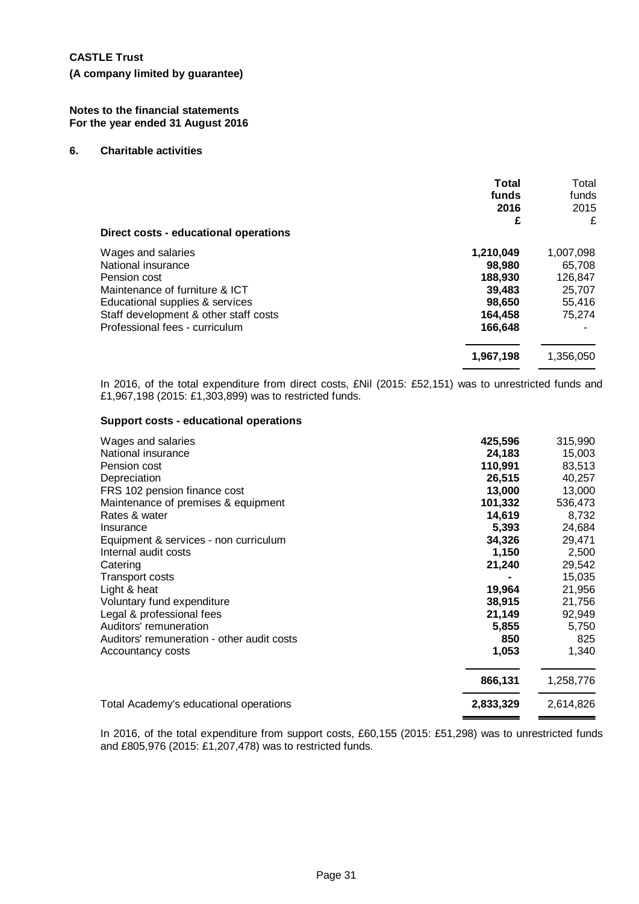**CASTLE Trust**

**(A company limited by guarantee)**

**Notes to the financial statements**
**For the year ended 31 August 2016**

## 6. Charitable activities

| | **Total funds 2016 £** | Total funds 2015 £ |
|---|---|---|
| **Direct costs - educational operations** | | |
| Wages and salaries | **1,210,049** | 1,007,098 |
| National insurance | **98,980** | 65,708 |
| Pension cost | **188,930** | 126,847 |
| Maintenance of furniture & ICT | **39,483** | 25,707 |
| Educational supplies & services | **98,650** | 55,416 |
| Staff development & other staff costs | **164,458** | 75,274 |
| Professional fees - curriculum | **166,648** | - |
| | **1,967,198** | 1,356,050 |

In 2016, of the total expenditure from direct costs, £Nil (2015: £52,151) was to unrestricted funds and £1,967,198 (2015: £1,303,899) was to restricted funds.

**Support costs - educational operations**

| | **Total funds 2016 £** | Total funds 2015 £ |
|---|---|---|
| Wages and salaries | **425,596** | 315,990 |
| National insurance | **24,183** | 15,003 |
| Pension cost | **110,991** | 83,513 |
| Depreciation | **26,515** | 40,257 |
| FRS 102 pension finance cost | **13,000** | 13,000 |
| Maintenance of premises & equipment | **101,332** | 536,473 |
| Rates & water | **14,619** | 8,732 |
| Insurance | **5,393** | 24,684 |
| Equipment & services - non curriculum | **34,326** | 29,471 |
| Internal audit costs | **1,150** | 2,500 |
| Catering | **21,240** | 29,542 |
| Transport costs | **-** | 15,035 |
| Light & heat | **19,964** | 21,956 |
| Voluntary fund expenditure | **38,915** | 21,756 |
| Legal & professional fees | **21,149** | 92,949 |
| Auditors' remuneration | **5,855** | 5,750 |
| Auditors' remuneration - other audit costs | **850** | 825 |
| Accountancy costs | **1,053** | 1,340 |
| | **866,131** | 1,258,776 |
| Total Academy's educational operations | **2,833,329** | 2,614,826 |

In 2016, of the total expenditure from support costs, £60,155 (2015: £51,298) was to unrestricted funds and £805,976 (2015: £1,207,478) was to restricted funds.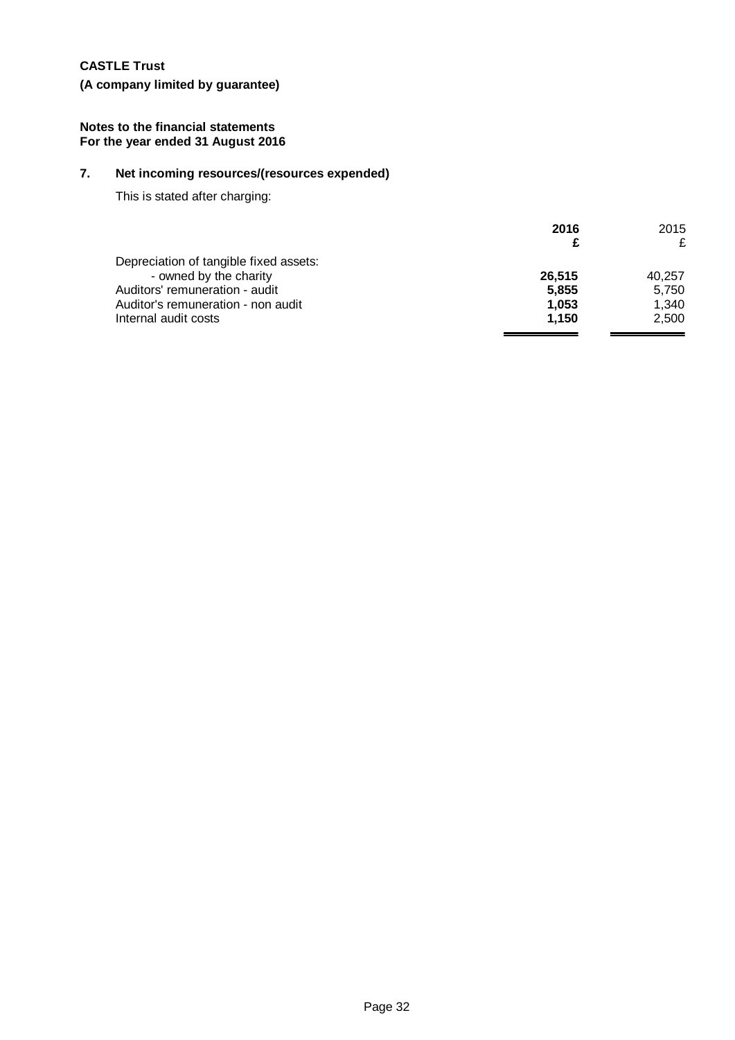**CASTLE Trust**

**(A company limited by guarantee)**

**Notes to the financial statements**
**For the year ended 31 August 2016**

## 7. Net incoming resources/(resources expended)

This is stated after charging:

| | 2016 £ | 2015 £ |
|---|---|---|
| Depreciation of tangible fixed assets: | | |
| - owned by the charity | **26,515** | 40,257 |
| Auditors' remuneration - audit | **5,855** | 5,750 |
| Auditor's remuneration - non audit | **1,053** | 1,340 |
| Internal audit costs | **1,150** | 2,500 |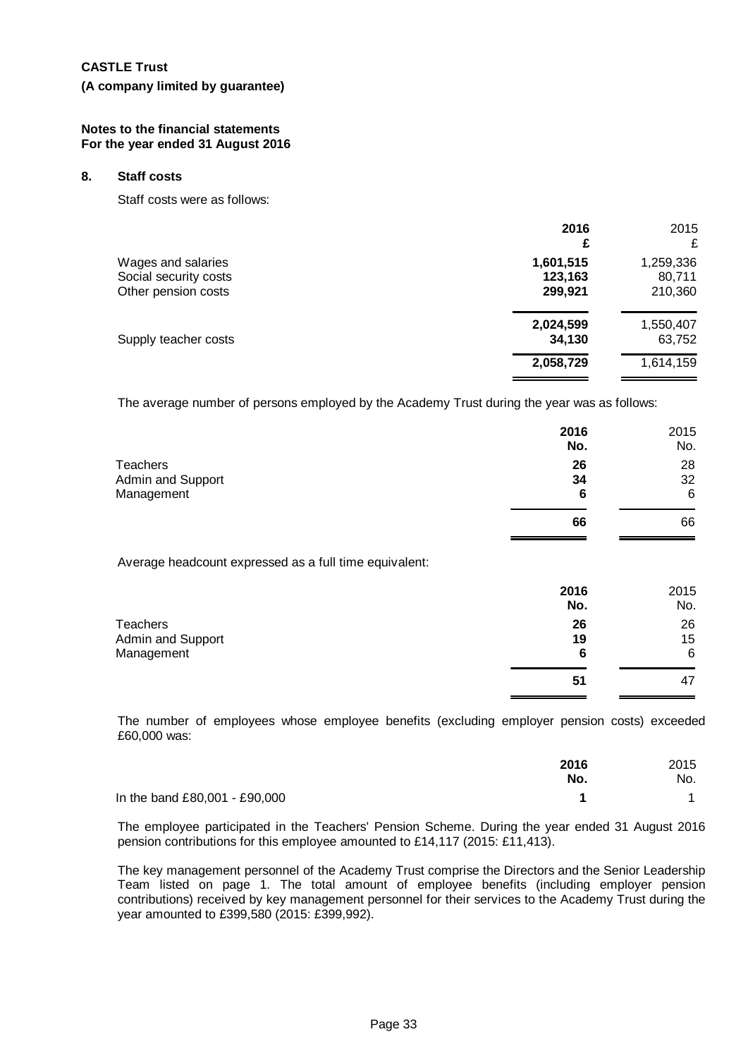**CASTLE Trust**

**(A company limited by guarantee)**

**Notes to the financial statements**
**For the year ended 31 August 2016**

## 8. Staff costs

Staff costs were as follows:

| | **2016** | 2015 |
|---|---|---|
| | **£** | £ |
| Wages and salaries | **1,601,515** | 1,259,336 |
| Social security costs | **123,163** | 80,711 |
| Other pension costs | **299,921** | 210,360 |
| | **2,024,599** | 1,550,407 |
| Supply teacher costs | **34,130** | 63,752 |
| | **2,058,729** | 1,614,159 |

The average number of persons employed by the Academy Trust during the year was as follows:

| | **2016** | 2015 |
|---|---|---|
| | **No.** | No. |
| Teachers | **26** | 28 |
| Admin and Support | **34** | 32 |
| Management | **6** | 6 |
| | **66** | 66 |

Average headcount expressed as a full time equivalent:

| | **2016** | 2015 |
|---|---|---|
| | **No.** | No. |
| Teachers | **26** | 26 |
| Admin and Support | **19** | 15 |
| Management | **6** | 6 |
| | **51** | 47 |

The number of employees whose employee benefits (excluding employer pension costs) exceeded £60,000 was:

| | **2016** | 2015 |
|---|---|---|
| | **No.** | No. |
| In the band £80,001 - £90,000 | **1** | 1 |

The employee participated in the Teachers' Pension Scheme. During the year ended 31 August 2016 pension contributions for this employee amounted to £14,117 (2015: £11,413).

The key management personnel of the Academy Trust comprise the Directors and the Senior Leadership Team listed on page 1. The total amount of employee benefits (including employer pension contributions) received by key management personnel for their services to the Academy Trust during the year amounted to £399,580 (2015: £399,992).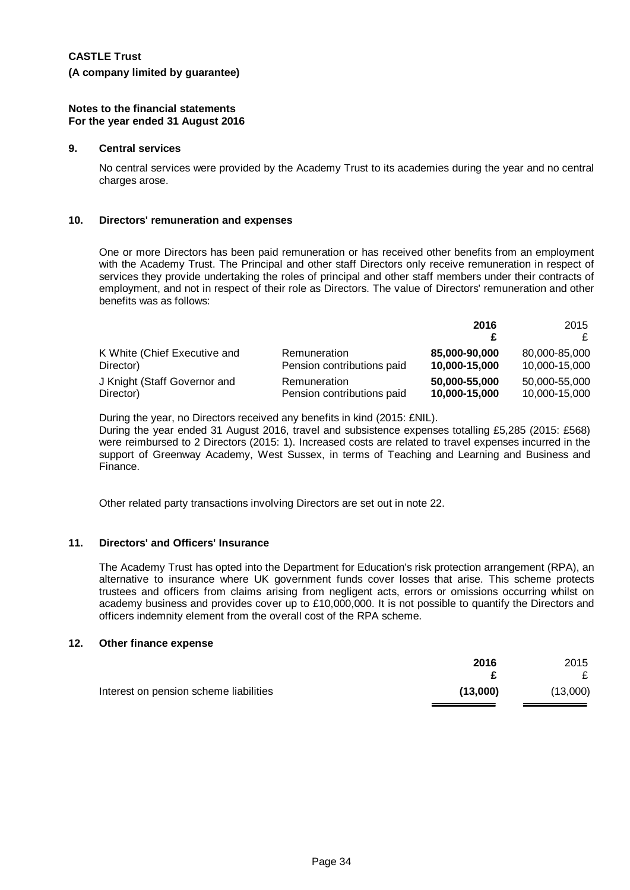**CASTLE Trust**

**(A company limited by guarantee)**

**Notes to the financial statements**
**For the year ended 31 August 2016**

## 9. Central services

No central services were provided by the Academy Trust to its academies during the year and no central charges arose.

## 10. Directors' remuneration and expenses

One or more Directors has been paid remuneration or has received other benefits from an employment with the Academy Trust. The Principal and other staff Directors only receive remuneration in respect of services they provide undertaking the roles of principal and other staff members under their contracts of employment, and not in respect of their role as Directors. The value of Directors' remuneration and other benefits was as follows:

| | | **2016** **£** | 2015 £ |
|---|---|---|---|
| K White (Chief Executive and Director) | Remuneration | **85,000-90,000** | 80,000-85,000 |
| | Pension contributions paid | **10,000-15,000** | 10,000-15,000 |
| J Knight (Staff Governor and Director) | Remuneration | **50,000-55,000** | 50,000-55,000 |
| | Pension contributions paid | **10,000-15,000** | 10,000-15,000 |

During the year, no Directors received any benefits in kind (2015: £NIL).
During the year ended 31 August 2016, travel and subsistence expenses totalling £5,285 (2015: £568) were reimbursed to 2 Directors (2015: 1). Increased costs are related to travel expenses incurred in the support of Greenway Academy, West Sussex, in terms of Teaching and Learning and Business and Finance.

Other related party transactions involving Directors are set out in note 22.

## 11. Directors' and Officers' Insurance

The Academy Trust has opted into the Department for Education's risk protection arrangement (RPA), an alternative to insurance where UK government funds cover losses that arise. This scheme protects trustees and officers from claims arising from negligent acts, errors or omissions occurring whilst on academy business and provides cover up to £10,000,000. It is not possible to quantify the Directors and officers indemnity element from the overall cost of the RPA scheme.

## 12. Other finance expense

| | **2016** **£** | 2015 £ |
|---|---|---|
| Interest on pension scheme liabilities | **(13,000)** | (13,000) |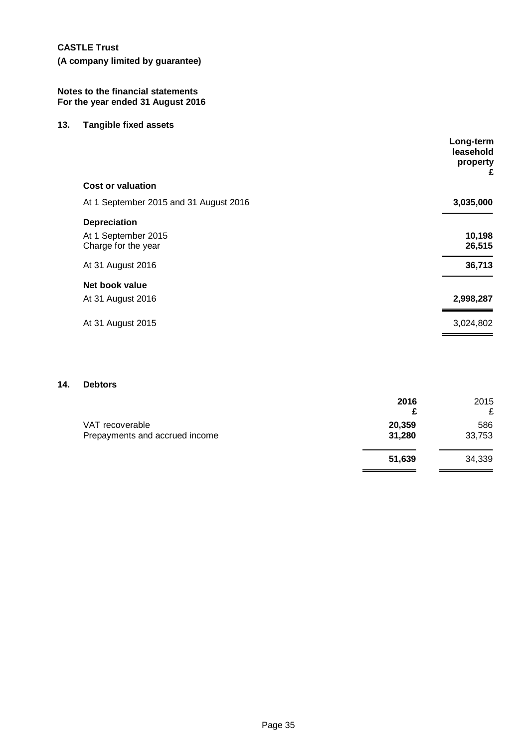**CASTLE Trust**

**(A company limited by guarantee)**

**Notes to the financial statements**
**For the year ended 31 August 2016**

## 13. Tangible fixed assets

| | Long-term leasehold property £ |
|---|---|
| **Cost or valuation** | |
| At 1 September 2015 and 31 August 2016 | **3,035,000** |
| **Depreciation** | |
| At 1 September 2015 | **10,198** |
| Charge for the year | **26,515** |
| At 31 August 2016 | **36,713** |
| **Net book value** | |
| At 31 August 2016 | **2,998,287** |
| At 31 August 2015 | 3,024,802 |

## 14. Debtors

| | 2016 £ | 2015 £ |
|---|---|---|
| VAT recoverable | **20,359** | 586 |
| Prepayments and accrued income | **31,280** | 33,753 |
| | **51,639** | 34,339 |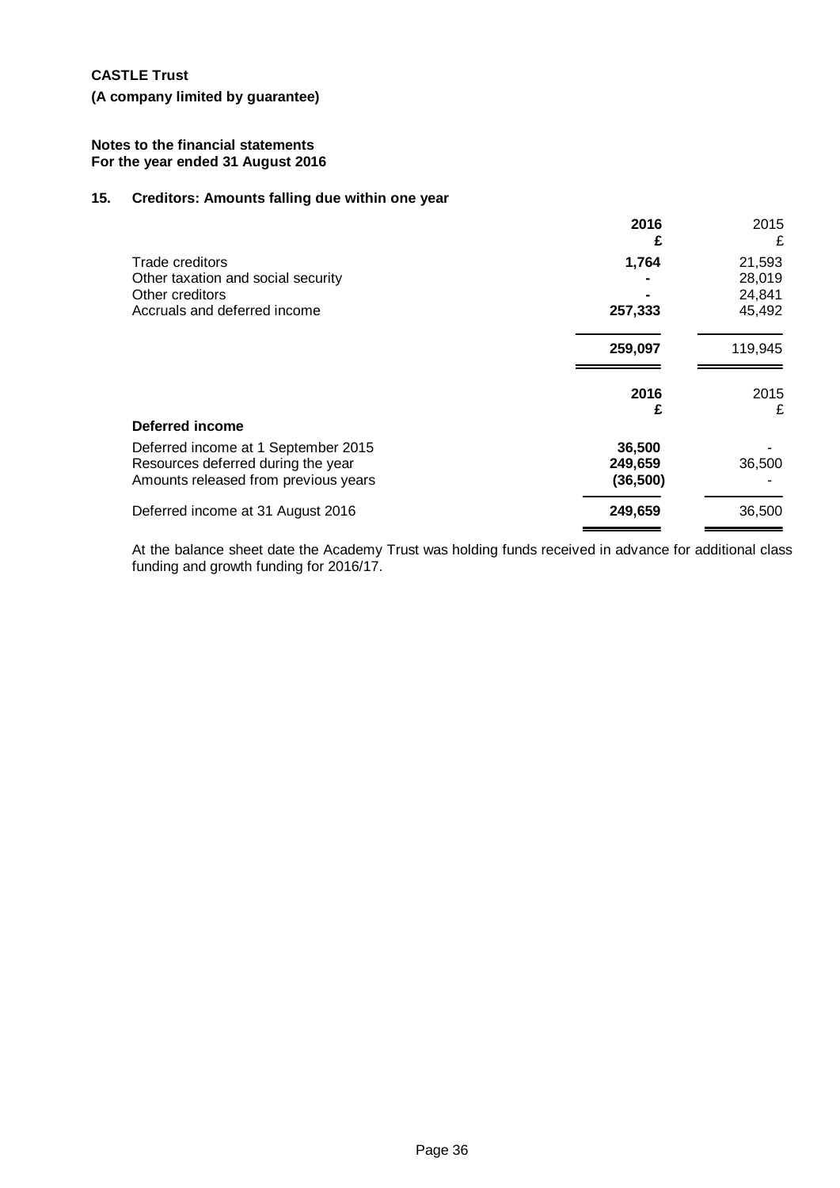**CASTLE Trust**

**(A company limited by guarantee)**

**Notes to the financial statements**
**For the year ended 31 August 2016**

## 15. Creditors: Amounts falling due within one year

| | **2016** **£** | 2015 £ |
|---|---|---|
| Trade creditors | **1,764** | 21,593 |
| Other taxation and social security | **-** | 28,019 |
| Other creditors | **-** | 24,841 |
| Accruals and deferred income | **257,333** | 45,492 |
| | **259,097** | 119,945 |

| | **2016** **£** | 2015 £ |
|---|---|---|
| **Deferred income** | | |
| Deferred income at 1 September 2015 | **36,500** | - |
| Resources deferred during the year | **249,659** | 36,500 |
| Amounts released from previous years | **(36,500)** | - |
| Deferred income at 31 August 2016 | **249,659** | 36,500 |

At the balance sheet date the Academy Trust was holding funds received in advance for additional class funding and growth funding for 2016/17.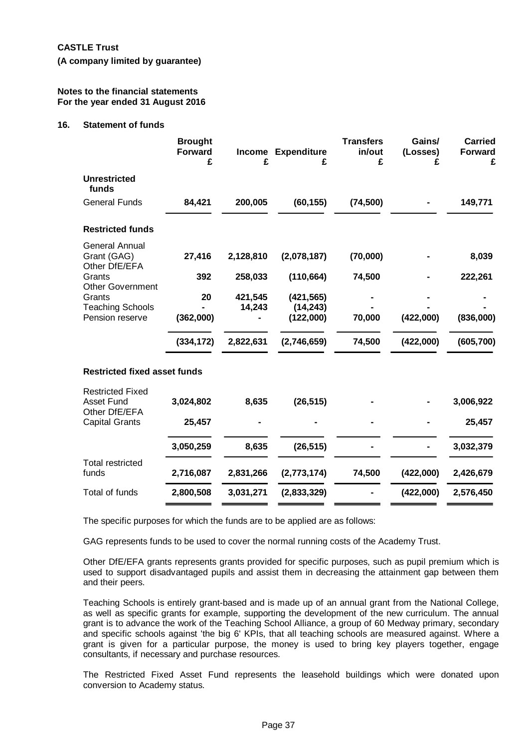**CASTLE Trust**

**(A company limited by guarantee)**

**Notes to the financial statements**
**For the year ended 31 August 2016**

## 16. Statement of funds

| | Brought Forward £ | Income £ | Expenditure £ | Transfers in/out £ | Gains/ (Losses) £ | Carried Forward £ |
|---|---|---|---|---|---|---|
| **Unrestricted funds** | | | | | | |
| General Funds | **84,421** | **200,005** | **(60,155)** | **(74,500)** | **-** | **149,771** |
| **Restricted funds** | | | | | | |
| General Annual Grant (GAG) | **27,416** | **2,128,810** | **(2,078,187)** | **(70,000)** | **-** | **8,039** |
| Other DfE/EFA Grants | **392** | **258,033** | **(110,664)** | **74,500** | **-** | **222,261** |
| Other Government Grants | **20** | **421,545** | **(421,565)** | **-** | **-** | **-** |
| Teaching Schools | **-** | **14,243** | **(14,243)** | **-** | **-** | **-** |
| Pension reserve | **(362,000)** | **-** | **(122,000)** | **70,000** | **(422,000)** | **(836,000)** |
| | **(334,172)** | **2,822,631** | **(2,746,659)** | **74,500** | **(422,000)** | **(605,700)** |
| **Restricted fixed asset funds** | | | | | | |
| Restricted Fixed Asset Fund | **3,024,802** | **8,635** | **(26,515)** | **-** | **-** | **3,006,922** |
| Other DfE/EFA Capital Grants | **25,457** | **-** | **-** | **-** | **-** | **25,457** |
| | **3,050,259** | **8,635** | **(26,515)** | **-** | **-** | **3,032,379** |
| Total restricted funds | **2,716,087** | **2,831,266** | **(2,773,174)** | **74,500** | **(422,000)** | **2,426,679** |
| Total of funds | **2,800,508** | **3,031,271** | **(2,833,329)** | **-** | **(422,000)** | **2,576,450** |

The specific purposes for which the funds are to be applied are as follows:

GAG represents funds to be used to cover the normal running costs of the Academy Trust.

Other DfE/EFA grants represents grants provided for specific purposes, such as pupil premium which is used to support disadvantaged pupils and assist them in decreasing the attainment gap between them and their peers.

Teaching Schools is entirely grant-based and is made up of an annual grant from the National College, as well as specific grants for example, supporting the development of the new curriculum. The annual grant is to advance the work of the Teaching School Alliance, a group of 60 Medway primary, secondary and specific schools against 'the big 6' KPIs, that all teaching schools are measured against. Where a grant is given for a particular purpose, the money is used to bring key players together, engage consultants, if necessary and purchase resources.

The Restricted Fixed Asset Fund represents the leasehold buildings which were donated upon conversion to Academy status.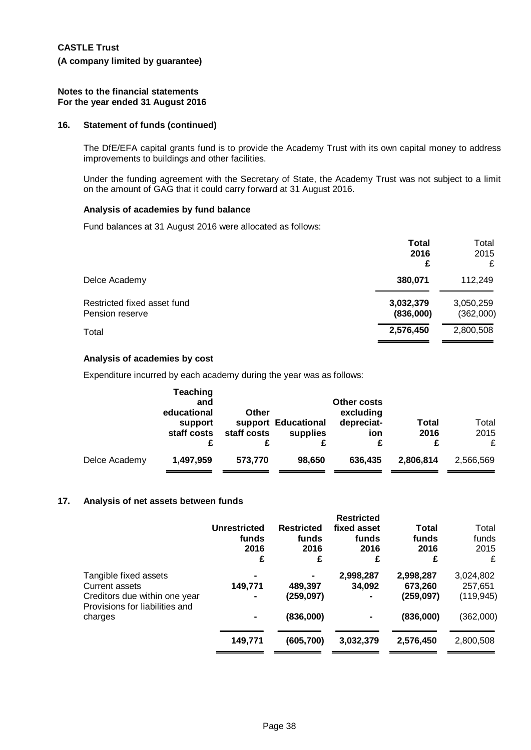**CASTLE Trust**

**(A company limited by guarantee)**

**Notes to the financial statements**
**For the year ended 31 August 2016**

### 16. Statement of funds (continued)

The DfE/EFA capital grants fund is to provide the Academy Trust with its own capital money to address improvements to buildings and other facilities.

Under the funding agreement with the Secretary of State, the Academy Trust was not subject to a limit on the amount of GAG that it could carry forward at 31 August 2016.

#### Analysis of academies by fund balance

Fund balances at 31 August 2016 were allocated as follows:

| | **Total 2016 £** | Total 2015 £ |
|---|---|---|
| Delce Academy | **380,071** | 112,249 |
| Restricted fixed asset fund | **3,032,379** | 3,050,259 |
| Pension reserve | **(836,000)** | (362,000) |
| Total | **2,576,450** | 2,800,508 |

#### Analysis of academies by cost

Expenditure incurred by each academy during the year was as follows:

| | **Teaching and educational support staff costs £** | **Other support staff costs £** | **Educational supplies £** | **Other costs excluding depreciation £** | **Total 2016 £** | Total 2015 £ |
|---|---|---|---|---|---|---|
| Delce Academy | **1,497,959** | **573,770** | **98,650** | **636,435** | **2,806,814** | 2,566,569 |

### 17. Analysis of net assets between funds

| | **Unrestricted funds 2016 £** | **Restricted funds 2016 £** | **Restricted fixed asset funds 2016 £** | **Total funds 2016 £** | Total funds 2015 £ |
|---|---|---|---|---|---|
| Tangible fixed assets | **-** | **-** | **2,998,287** | **2,998,287** | 3,024,802 |
| Current assets | **149,771** | **489,397** | **34,092** | **673,260** | 257,651 |
| Creditors due within one year | **-** | **(259,097)** | **-** | **(259,097)** | (119,945) |
| Provisions for liabilities and charges | **-** | **(836,000)** | **-** | **(836,000)** | (362,000) |
| | **149,771** | **(605,700)** | **3,032,379** | **2,576,450** | 2,800,508 |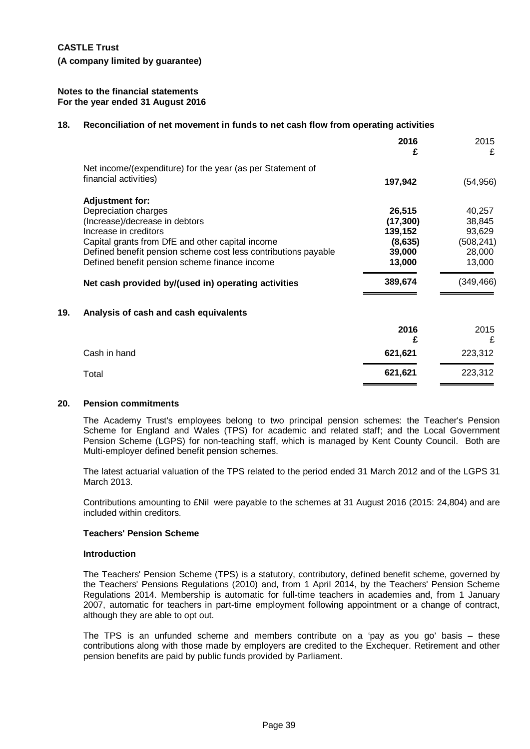**CASTLE Trust**

**(A company limited by guarantee)**

**Notes to the financial statements**
**For the year ended 31 August 2016**

## 18. Reconciliation of net movement in funds to net cash flow from operating activities

| | 2016 £ | 2015 £ |
|---|---|---|
| Net income/(expenditure) for the year (as per Statement of financial activities) | **197,942** | (54,956) |
| **Adjustment for:** | | |
| Depreciation charges | **26,515** | 40,257 |
| (Increase)/decrease in debtors | **(17,300)** | 38,845 |
| Increase in creditors | **139,152** | 93,629 |
| Capital grants from DfE and other capital income | **(8,635)** | (508,241) |
| Defined benefit pension scheme cost less contributions payable | **39,000** | 28,000 |
| Defined benefit pension scheme finance income | **13,000** | 13,000 |
| **Net cash provided by/(used in) operating activities** | **389,674** | (349,466) |

## 19. Analysis of cash and cash equivalents

| | 2016 £ | 2015 £ |
|---|---|---|
| Cash in hand | **621,621** | 223,312 |
| Total | **621,621** | 223,312 |

## 20. Pension commitments

The Academy Trust's employees belong to two principal pension schemes: the Teacher's Pension Scheme for England and Wales (TPS) for academic and related staff; and the Local Government Pension Scheme (LGPS) for non-teaching staff, which is managed by Kent County Council. Both are Multi-employer defined benefit pension schemes.

The latest actuarial valuation of the TPS related to the period ended 31 March 2012 and of the LGPS 31 March 2013.

Contributions amounting to £Nil were payable to the schemes at 31 August 2016 (2015: 24,804) and are included within creditors.

**Teachers' Pension Scheme**

**Introduction**

The Teachers' Pension Scheme (TPS) is a statutory, contributory, defined benefit scheme, governed by the Teachers' Pensions Regulations (2010) and, from 1 April 2014, by the Teachers' Pension Scheme Regulations 2014. Membership is automatic for full-time teachers in academies and, from 1 January 2007, automatic for teachers in part-time employment following appointment or a change of contract, although they are able to opt out.

The TPS is an unfunded scheme and members contribute on a 'pay as you go' basis – these contributions along with those made by employers are credited to the Exchequer. Retirement and other pension benefits are paid by public funds provided by Parliament.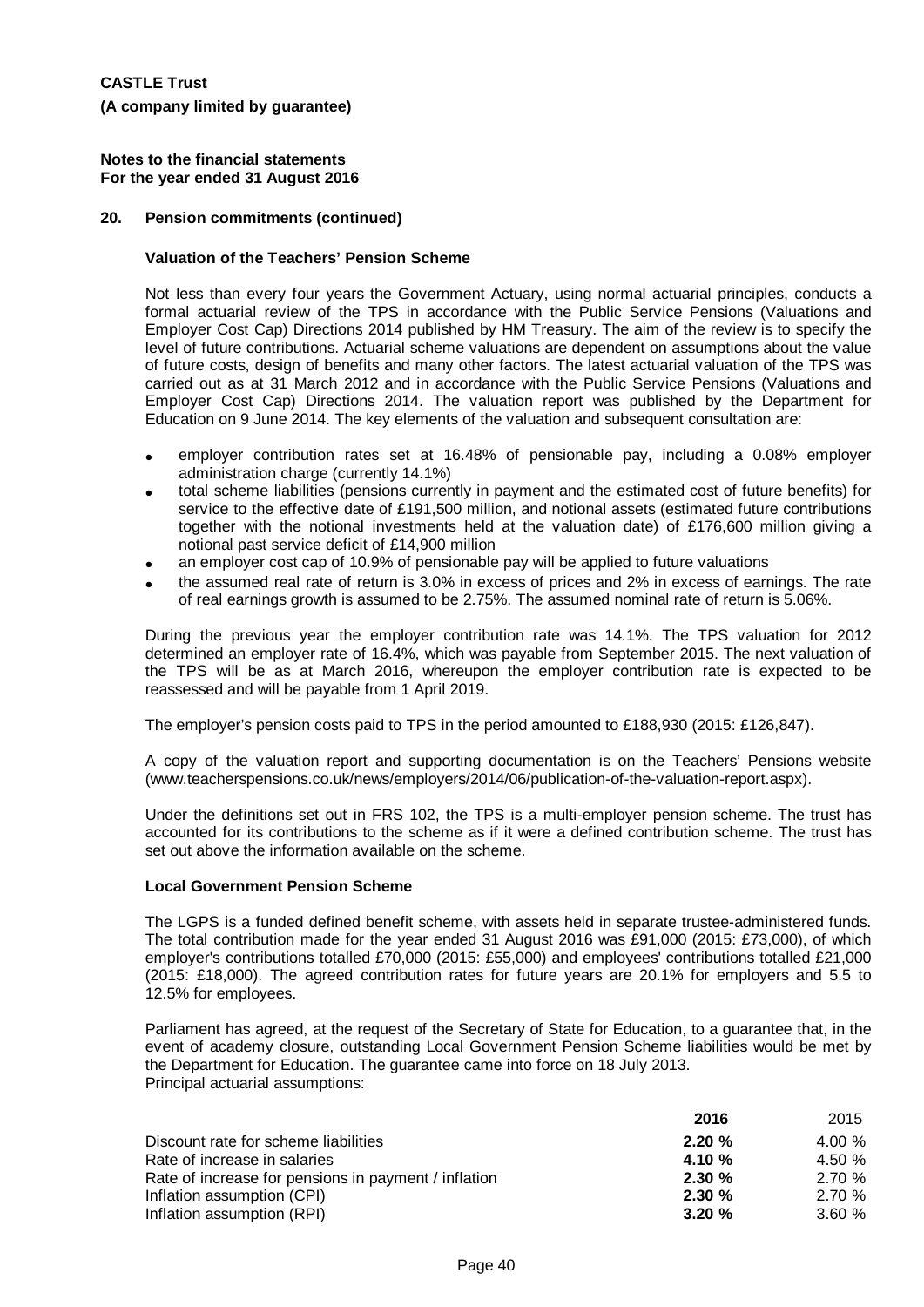**CASTLE Trust**

**(A company limited by guarantee)**

**Notes to the financial statements**
**For the year ended 31 August 2016**

## 20. Pension commitments (continued)

### Valuation of the Teachers' Pension Scheme

Not less than every four years the Government Actuary, using normal actuarial principles, conducts a formal actuarial review of the TPS in accordance with the Public Service Pensions (Valuations and Employer Cost Cap) Directions 2014 published by HM Treasury. The aim of the review is to specify the level of future contributions. Actuarial scheme valuations are dependent on assumptions about the value of future costs, design of benefits and many other factors. The latest actuarial valuation of the TPS was carried out as at 31 March 2012 and in accordance with the Public Service Pensions (Valuations and Employer Cost Cap) Directions 2014. The valuation report was published by the Department for Education on 9 June 2014. The key elements of the valuation and subsequent consultation are:

- employer contribution rates set at 16.48% of pensionable pay, including a 0.08% employer administration charge (currently 14.1%)
- total scheme liabilities (pensions currently in payment and the estimated cost of future benefits) for service to the effective date of £191,500 million, and notional assets (estimated future contributions together with the notional investments held at the valuation date) of £176,600 million giving a notional past service deficit of £14,900 million
- an employer cost cap of 10.9% of pensionable pay will be applied to future valuations
- the assumed real rate of return is 3.0% in excess of prices and 2% in excess of earnings. The rate of real earnings growth is assumed to be 2.75%. The assumed nominal rate of return is 5.06%.

During the previous year the employer contribution rate was 14.1%. The TPS valuation for 2012 determined an employer rate of 16.4%, which was payable from September 2015. The next valuation of the TPS will be as at March 2016, whereupon the employer contribution rate is expected to be reassessed and will be payable from 1 April 2019.

The employer's pension costs paid to TPS in the period amounted to £188,930 (2015: £126,847).

A copy of the valuation report and supporting documentation is on the Teachers' Pensions website (www.teacherspensions.co.uk/news/employers/2014/06/publication-of-the-valuation-report.aspx).

Under the definitions set out in FRS 102, the TPS is a multi-employer pension scheme. The trust has accounted for its contributions to the scheme as if it were a defined contribution scheme. The trust has set out above the information available on the scheme.

### Local Government Pension Scheme

The LGPS is a funded defined benefit scheme, with assets held in separate trustee-administered funds. The total contribution made for the year ended 31 August 2016 was £91,000 (2015: £73,000), of which employer's contributions totalled £70,000 (2015: £55,000) and employees' contributions totalled £21,000 (2015: £18,000). The agreed contribution rates for future years are 20.1% for employers and 5.5 to 12.5% for employees.

Parliament has agreed, at the request of the Secretary of State for Education, to a guarantee that, in the event of academy closure, outstanding Local Government Pension Scheme liabilities would be met by the Department for Education. The guarantee came into force on 18 July 2013.
Principal actuarial assumptions:

| | **2016** | 2015 |
|---|---|---|
| Discount rate for scheme liabilities | **2.20 %** | 4.00 % |
| Rate of increase in salaries | **4.10 %** | 4.50 % |
| Rate of increase for pensions in payment / inflation | **2.30 %** | 2.70 % |
| Inflation assumption (CPI) | **2.30 %** | 2.70 % |
| Inflation assumption (RPI) | **3.20 %** | 3.60 % |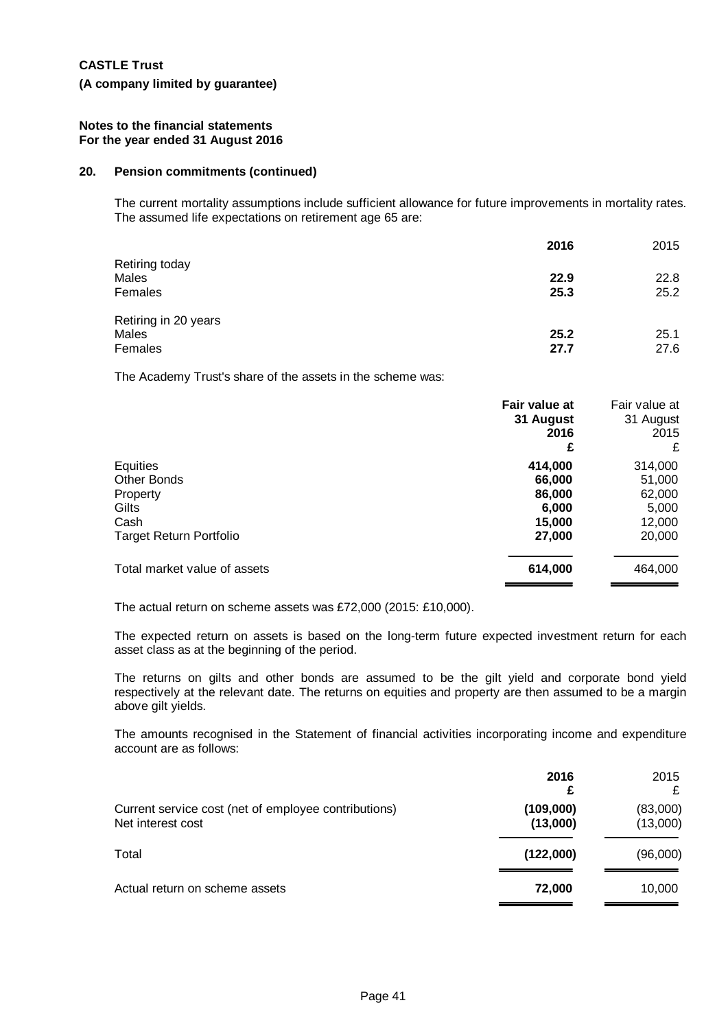**CASTLE Trust**

**(A company limited by guarantee)**

**Notes to the financial statements**
**For the year ended 31 August 2016**

## 20. Pension commitments (continued)

The current mortality assumptions include sufficient allowance for future improvements in mortality rates. The assumed life expectations on retirement age 65 are:

| | **2016** | 2015 |
|---|---|---|
| Retiring today | | |
| Males | **22.9** | 22.8 |
| Females | **25.3** | 25.2 |
| Retiring in 20 years | | |
| Males | **25.2** | 25.1 |
| Females | **27.7** | 27.6 |

The Academy Trust's share of the assets in the scheme was:

| | **Fair value at 31 August 2016 £** | Fair value at 31 August 2015 £ |
|---|---|---|
| Equities | **414,000** | 314,000 |
| Other Bonds | **66,000** | 51,000 |
| Property | **86,000** | 62,000 |
| Gilts | **6,000** | 5,000 |
| Cash | **15,000** | 12,000 |
| Target Return Portfolio | **27,000** | 20,000 |
| Total market value of assets | **614,000** | 464,000 |

The actual return on scheme assets was £72,000 (2015: £10,000).

The expected return on assets is based on the long-term future expected investment return for each asset class as at the beginning of the period.

The returns on gilts and other bonds are assumed to be the gilt yield and corporate bond yield respectively at the relevant date. The returns on equities and property are then assumed to be a margin above gilt yields.

The amounts recognised in the Statement of financial activities incorporating income and expenditure account are as follows:

| | **2016 £** | 2015 £ |
|---|---|---|
| Current service cost (net of employee contributions) | **(109,000)** | (83,000) |
| Net interest cost | **(13,000)** | (13,000) |
| Total | **(122,000)** | (96,000) |
| Actual return on scheme assets | **72,000** | 10,000 |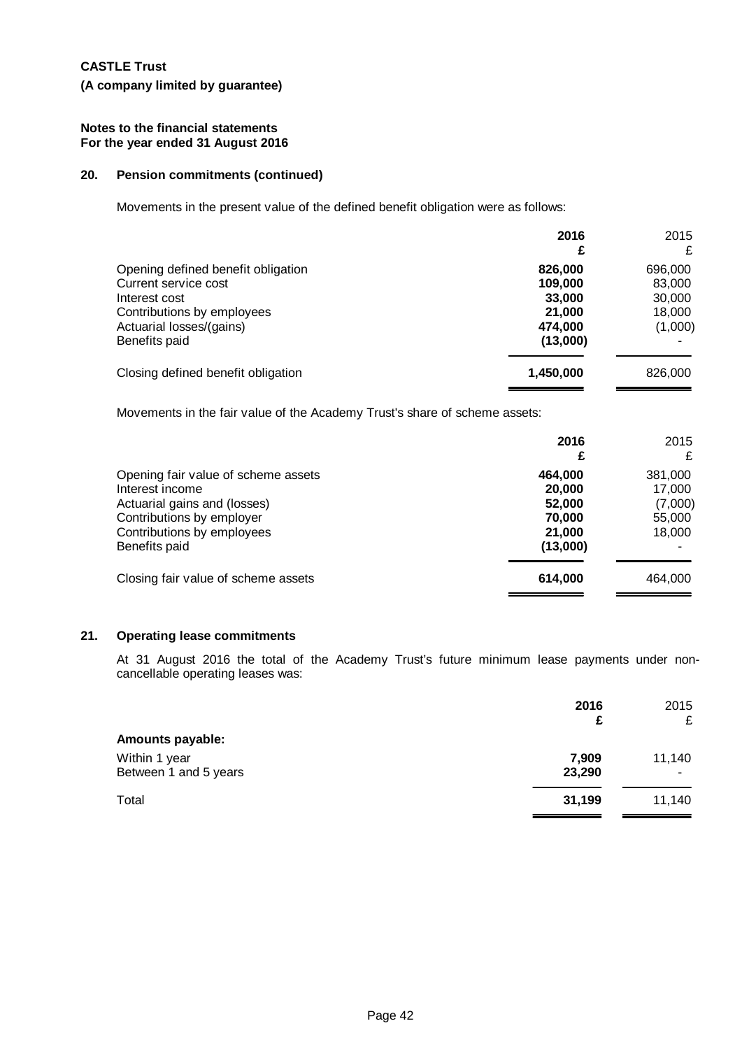**CASTLE Trust**

**(A company limited by guarantee)**

**Notes to the financial statements**
**For the year ended 31 August 2016**

## 20. Pension commitments (continued)

Movements in the present value of the defined benefit obligation were as follows:

| | 2016<br>£ | 2015<br>£ |
|---|---|---|
| Opening defined benefit obligation | **826,000** | 696,000 |
| Current service cost | **109,000** | 83,000 |
| Interest cost | **33,000** | 30,000 |
| Contributions by employees | **21,000** | 18,000 |
| Actuarial losses/(gains) | **474,000** | (1,000) |
| Benefits paid | **(13,000)** | - |
| Closing defined benefit obligation | **1,450,000** | 826,000 |

Movements in the fair value of the Academy Trust's share of scheme assets:

| | 2016<br>£ | 2015<br>£ |
|---|---|---|
| Opening fair value of scheme assets | **464,000** | 381,000 |
| Interest income | **20,000** | 17,000 |
| Actuarial gains and (losses) | **52,000** | (7,000) |
| Contributions by employer | **70,000** | 55,000 |
| Contributions by employees | **21,000** | 18,000 |
| Benefits paid | **(13,000)** | - |
| Closing fair value of scheme assets | **614,000** | 464,000 |

## 21. Operating lease commitments

At 31 August 2016 the total of the Academy Trust's future minimum lease payments under non-cancellable operating leases was:

| | 2016<br>£ | 2015<br>£ |
|---|---|---|
| **Amounts payable:** | | |
| Within 1 year | **7,909** | 11,140 |
| Between 1 and 5 years | **23,290** | - |
| Total | **31,199** | 11,140 |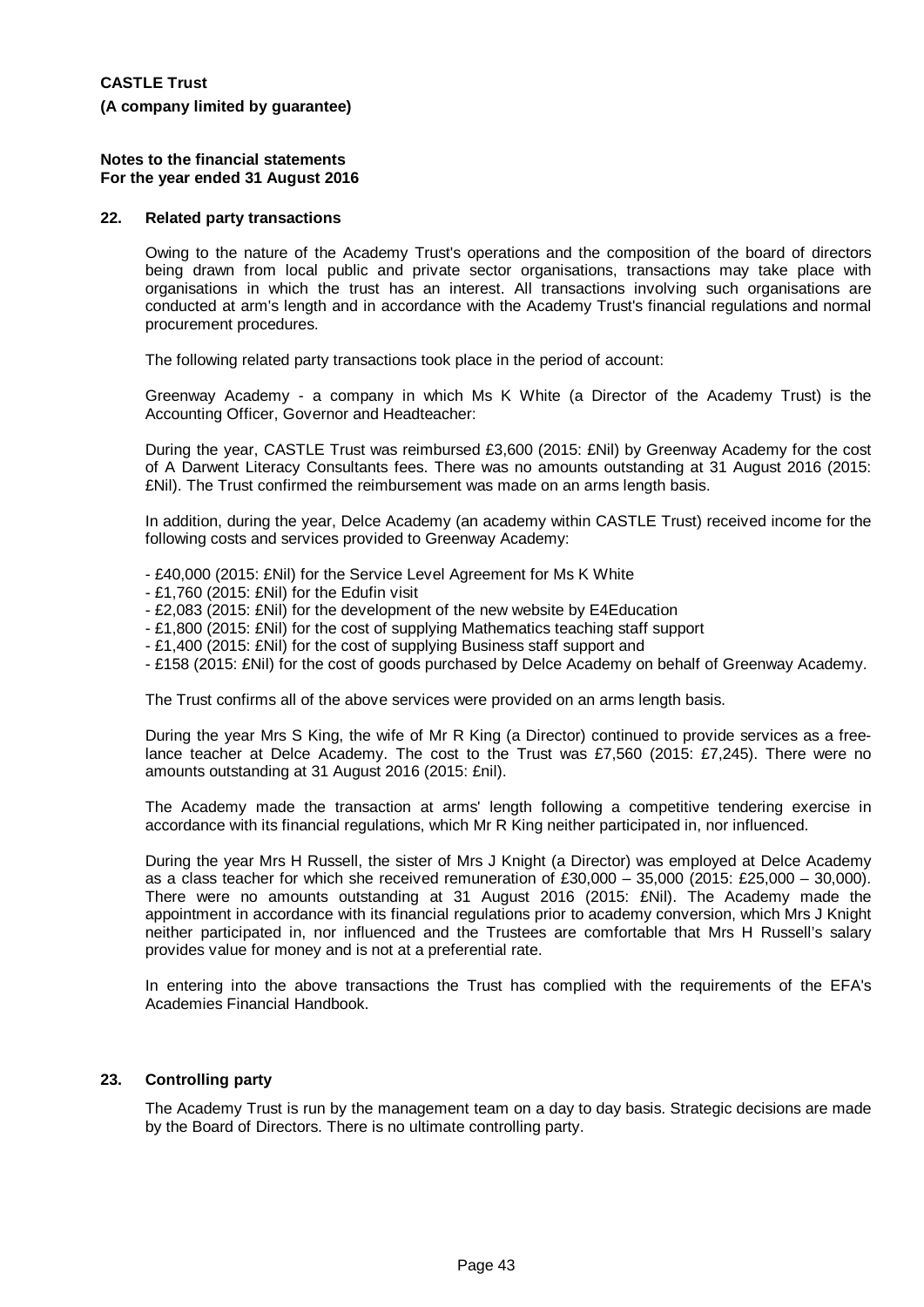**CASTLE Trust**

**(A company limited by guarantee)**

**Notes to the financial statements**
**For the year ended 31 August 2016**

## 22. Related party transactions

Owing to the nature of the Academy Trust's operations and the composition of the board of directors being drawn from local public and private sector organisations, transactions may take place with organisations in which the trust has an interest. All transactions involving such organisations are conducted at arm's length and in accordance with the Academy Trust's financial regulations and normal procurement procedures.

The following related party transactions took place in the period of account:

Greenway Academy - a company in which Ms K White (a Director of the Academy Trust) is the Accounting Officer, Governor and Headteacher:

During the year, CASTLE Trust was reimbursed £3,600 (2015: £Nil) by Greenway Academy for the cost of A Darwent Literacy Consultants fees. There was no amounts outstanding at 31 August 2016 (2015: £Nil). The Trust confirmed the reimbursement was made on an arms length basis.

In addition, during the year, Delce Academy (an academy within CASTLE Trust) received income for the following costs and services provided to Greenway Academy:

- £40,000 (2015: £Nil) for the Service Level Agreement for Ms K White
- £1,760 (2015: £Nil) for the Edufin visit
- £2,083 (2015: £Nil) for the development of the new website by E4Education
- £1,800 (2015: £Nil) for the cost of supplying Mathematics teaching staff support
- £1,400 (2015: £Nil) for the cost of supplying Business staff support and
- £158 (2015: £Nil) for the cost of goods purchased by Delce Academy on behalf of Greenway Academy.

The Trust confirms all of the above services were provided on an arms length basis.

During the year Mrs S King, the wife of Mr R King (a Director) continued to provide services as a free-lance teacher at Delce Academy. The cost to the Trust was £7,560 (2015: £7,245). There were no amounts outstanding at 31 August 2016 (2015: £nil).

The Academy made the transaction at arms' length following a competitive tendering exercise in accordance with its financial regulations, which Mr R King neither participated in, nor influenced.

During the year Mrs H Russell, the sister of Mrs J Knight (a Director) was employed at Delce Academy as a class teacher for which she received remuneration of £30,000 – 35,000 (2015: £25,000 – 30,000). There were no amounts outstanding at 31 August 2016 (2015: £Nil). The Academy made the appointment in accordance with its financial regulations prior to academy conversion, which Mrs J Knight neither participated in, nor influenced and the Trustees are comfortable that Mrs H Russell's salary provides value for money and is not at a preferential rate.

In entering into the above transactions the Trust has complied with the requirements of the EFA's Academies Financial Handbook.

## 23. Controlling party

The Academy Trust is run by the management team on a day to day basis. Strategic decisions are made by the Board of Directors. There is no ultimate controlling party.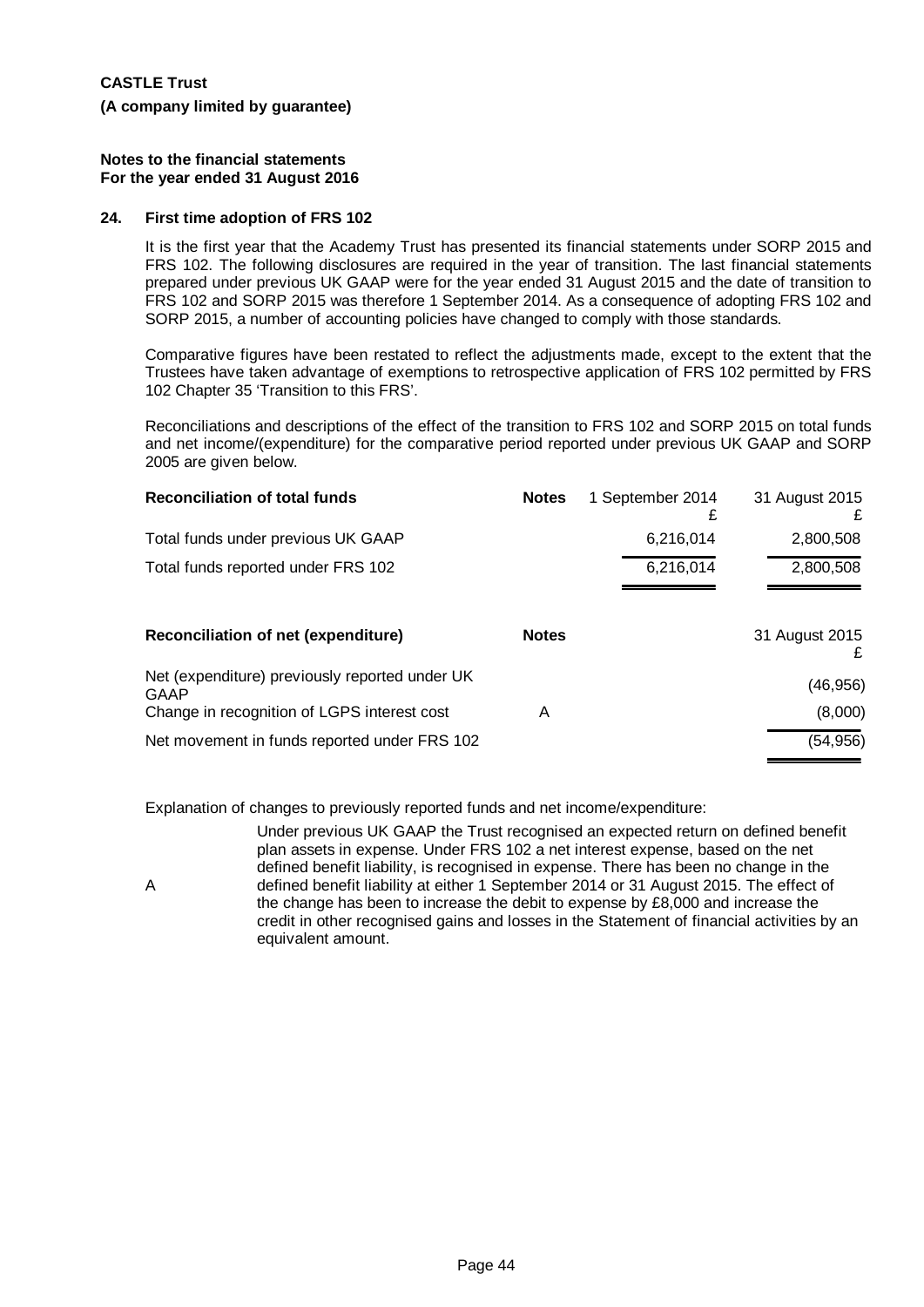**CASTLE Trust**

**(A company limited by guarantee)**

**Notes to the financial statements**
**For the year ended 31 August 2016**

## 24. First time adoption of FRS 102

It is the first year that the Academy Trust has presented its financial statements under SORP 2015 and FRS 102. The following disclosures are required in the year of transition. The last financial statements prepared under previous UK GAAP were for the year ended 31 August 2015 and the date of transition to FRS 102 and SORP 2015 was therefore 1 September 2014. As a consequence of adopting FRS 102 and SORP 2015, a number of accounting policies have changed to comply with those standards.

Comparative figures have been restated to reflect the adjustments made, except to the extent that the Trustees have taken advantage of exemptions to retrospective application of FRS 102 permitted by FRS 102 Chapter 35 'Transition to this FRS'.

Reconciliations and descriptions of the effect of the transition to FRS 102 and SORP 2015 on total funds and net income/(expenditure) for the comparative period reported under previous UK GAAP and SORP 2005 are given below.

| **Reconciliation of total funds** | **Notes** | 1 September 2014 £ | 31 August 2015 £ |
|---|---|---|---|
| Total funds under previous UK GAAP | | 6,216,014 | 2,800,508 |
| Total funds reported under FRS 102 | | 6,216,014 | 2,800,508 |

| **Reconciliation of net (expenditure)** | **Notes** | 31 August 2015 £ |
|---|---|---|
| Net (expenditure) previously reported under UK GAAP | | (46,956) |
| Change in recognition of LGPS interest cost | A | (8,000) |
| Net movement in funds reported under FRS 102 | | (54,956) |

Explanation of changes to previously reported funds and net income/expenditure:

A Under previous UK GAAP the Trust recognised an expected return on defined benefit plan assets in expense. Under FRS 102 a net interest expense, based on the net defined benefit liability, is recognised in expense. There has been no change in the defined benefit liability at either 1 September 2014 or 31 August 2015. The effect of the change has been to increase the debit to expense by £8,000 and increase the credit in other recognised gains and losses in the Statement of financial activities by an equivalent amount.